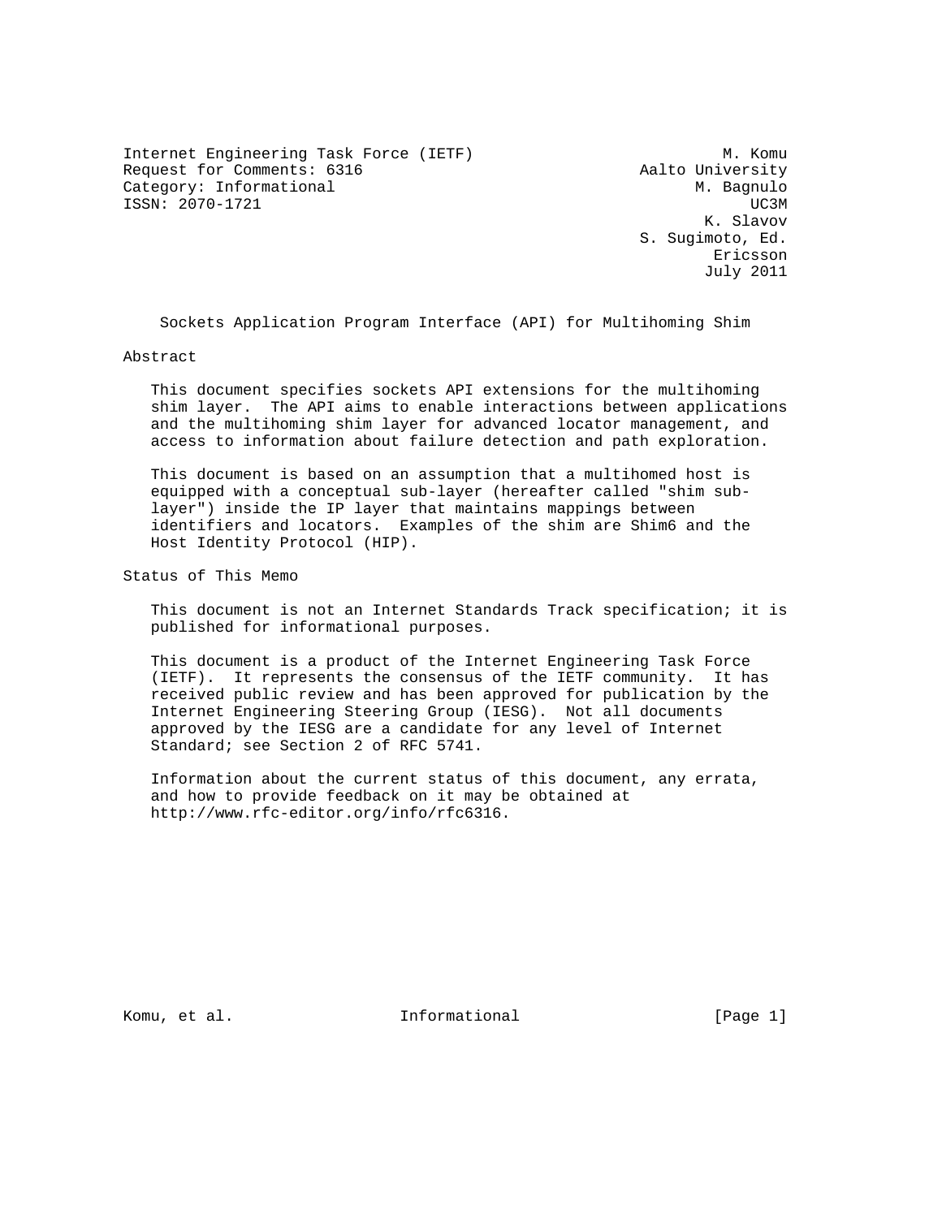Internet Engineering Task Force (IETF) M. Komu
Request for Comments: 6316 Aalto University
Category: Informational M. Bagnulo
ISSN: 2070-1721 UC3M
K. Slavov
S. Sugimoto, Ed.
Ericsson
July 2011

# Sockets Application Program Interface (API) for Multihoming Shim

## Abstract

This document specifies sockets API extensions for the multihoming shim layer. The API aims to enable interactions between applications and the multihoming shim layer for advanced locator management, and access to information about failure detection and path exploration.

This document is based on an assumption that a multihomed host is equipped with a conceptual sub-layer (hereafter called "shim sub-layer") inside the IP layer that maintains mappings between identifiers and locators. Examples of the shim are Shim6 and the Host Identity Protocol (HIP).

## Status of This Memo

This document is not an Internet Standards Track specification; it is published for informational purposes.

This document is a product of the Internet Engineering Task Force (IETF). It represents the consensus of the IETF community. It has received public review and has been approved for publication by the Internet Engineering Steering Group (IESG). Not all documents approved by the IESG are a candidate for any level of Internet Standard; see Section 2 of RFC 5741.

Information about the current status of this document, any errata, and how to provide feedback on it may be obtained at http://www.rfc-editor.org/info/rfc6316.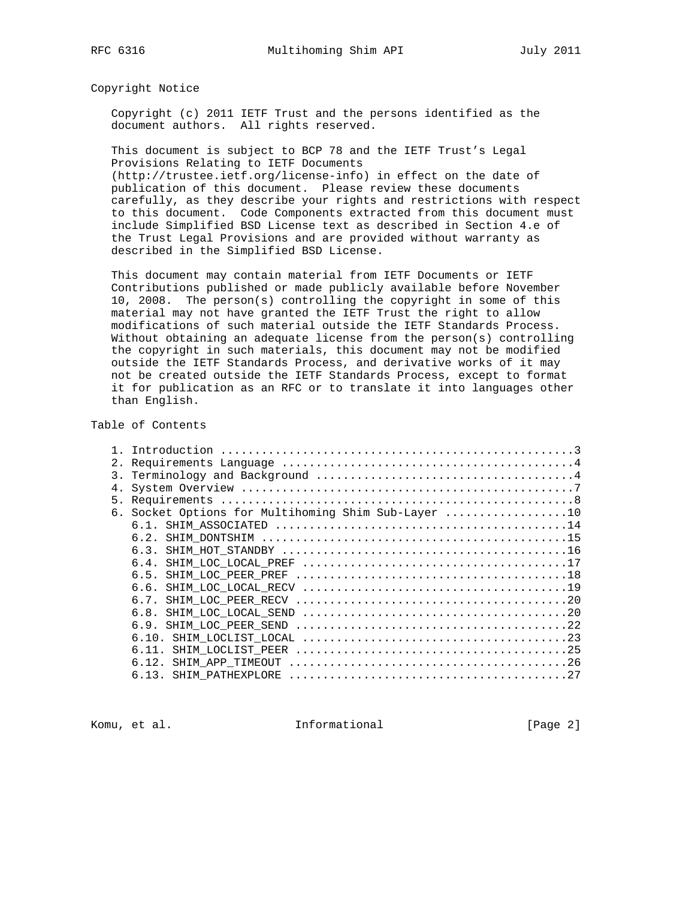## Copyright Notice

Copyright (c) 2011 IETF Trust and the persons identified as the document authors. All rights reserved.

This document is subject to BCP 78 and the IETF Trust's Legal Provisions Relating to IETF Documents (http://trustee.ietf.org/license-info) in effect on the date of publication of this document. Please review these documents carefully, as they describe your rights and restrictions with respect to this document. Code Components extracted from this document must include Simplified BSD License text as described in Section 4.e of the Trust Legal Provisions and are provided without warranty as described in the Simplified BSD License.

This document may contain material from IETF Documents or IETF Contributions published or made publicly available before November 10, 2008. The person(s) controlling the copyright in some of this material may not have granted the IETF Trust the right to allow modifications of such material outside the IETF Standards Process. Without obtaining an adequate license from the person(s) controlling the copyright in such materials, this document may not be modified outside the IETF Standards Process, and derivative works of it may not be created outside the IETF Standards Process, except to format it for publication as an RFC or to translate it into languages other than English.

## Table of Contents

```
   1. Introduction ....................................................3
   2. Requirements Language ...........................................4
   3. Terminology and Background ......................................4
   4. System Overview .................................................7
   5. Requirements ....................................................8
   6. Socket Options for Multihoming Shim Sub-Layer ..................10
      6.1. SHIM_ASSOCIATED ...........................................14
      6.2. SHIM_DONTSHIM .............................................15
      6.3. SHIM_HOT_STANDBY ..........................................16
      6.4. SHIM_LOC_LOCAL_PREF .......................................17
      6.5. SHIM_LOC_PEER_PREF ........................................18
      6.6. SHIM_LOC_LOCAL_RECV .......................................19
      6.7. SHIM_LOC_PEER_RECV ........................................20
      6.8. SHIM_LOC_LOCAL_SEND .......................................20
      6.9. SHIM_LOC_PEER_SEND ........................................22
      6.10. SHIM_LOCLIST_LOCAL .......................................23
      6.11. SHIM_LOCLIST_PEER ........................................25
      6.12. SHIM_APP_TIMEOUT .........................................26
      6.13. SHIM_PATHEXPLORE .........................................27
```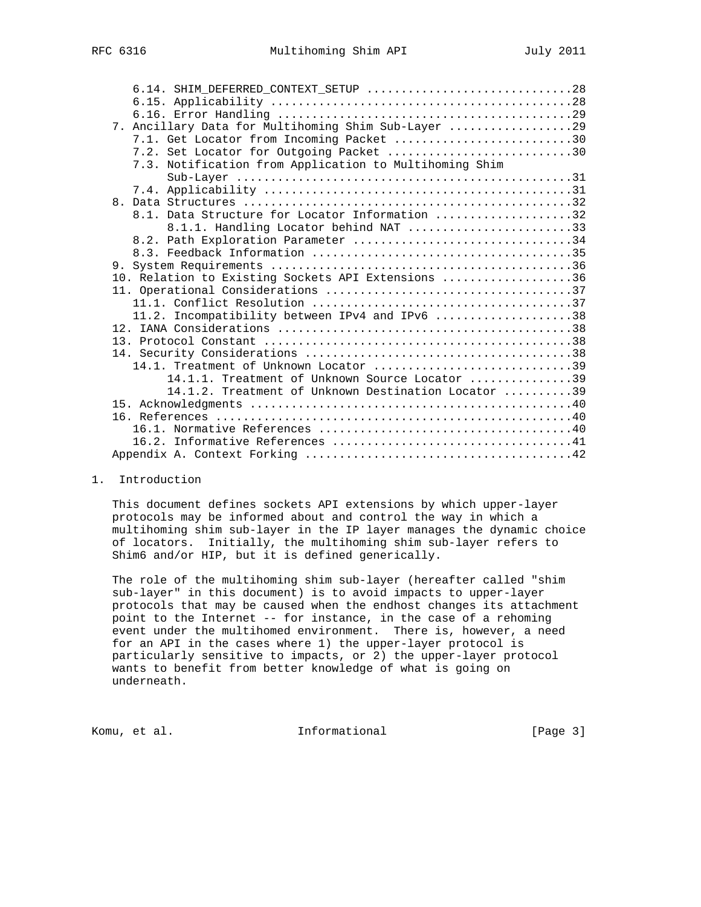6.14. SHIM_DEFERRED_CONTEXT_SETUP .............................28
6.15. Applicability ...........................................28
6.16. Error Handling ..........................................29
7. Ancillary Data for Multihoming Shim Sub-Layer ..................29
7.1. Get Locator from Incoming Packet ..........................30
7.2. Set Locator for Outgoing Packet ...........................30
7.3. Notification from Application to Multihoming Shim Sub-Layer ................................................31
7.4. Applicability .............................................31
8. Data Structures ................................................32
8.1. Data Structure for Locator Information ....................32
8.1.1. Handling Locator behind NAT ........................33
8.2. Path Exploration Parameter ................................34
8.3. Feedback Information ......................................35
9. System Requirements ...........................................36
10. Relation to Existing Sockets API Extensions ...................36
11. Operational Considerations ....................................37
11.1. Conflict Resolution .....................................37
11.2. Incompatibility between IPv4 and IPv6 ....................38
12. IANA Considerations ...........................................38
13. Protocol Constant .............................................38
14. Security Considerations .......................................38
14.1. Treatment of Unknown Locator ............................39
14.1.1. Treatment of Unknown Source Locator ...............39
14.1.2. Treatment of Unknown Destination Locator ..........39
15. Acknowledgments ...............................................40
16. References ....................................................40
16.1. Normative References ....................................40
16.2. Informative References ..................................41
Appendix A. Context Forking ......................................42

# 1. Introduction

This document defines sockets API extensions by which upper-layer protocols may be informed about and control the way in which a multihoming shim sub-layer in the IP layer manages the dynamic choice of locators. Initially, the multihoming shim sub-layer refers to Shim6 and/or HIP, but it is defined generically.

The role of the multihoming shim sub-layer (hereafter called "shim sub-layer" in this document) is to avoid impacts to upper-layer protocols that may be caused when the endhost changes its attachment point to the Internet -- for instance, in the case of a rehoming event under the multihomed environment. There is, however, a need for an API in the cases where 1) the upper-layer protocol is particularly sensitive to impacts, or 2) the upper-layer protocol wants to benefit from better knowledge of what is going on underneath.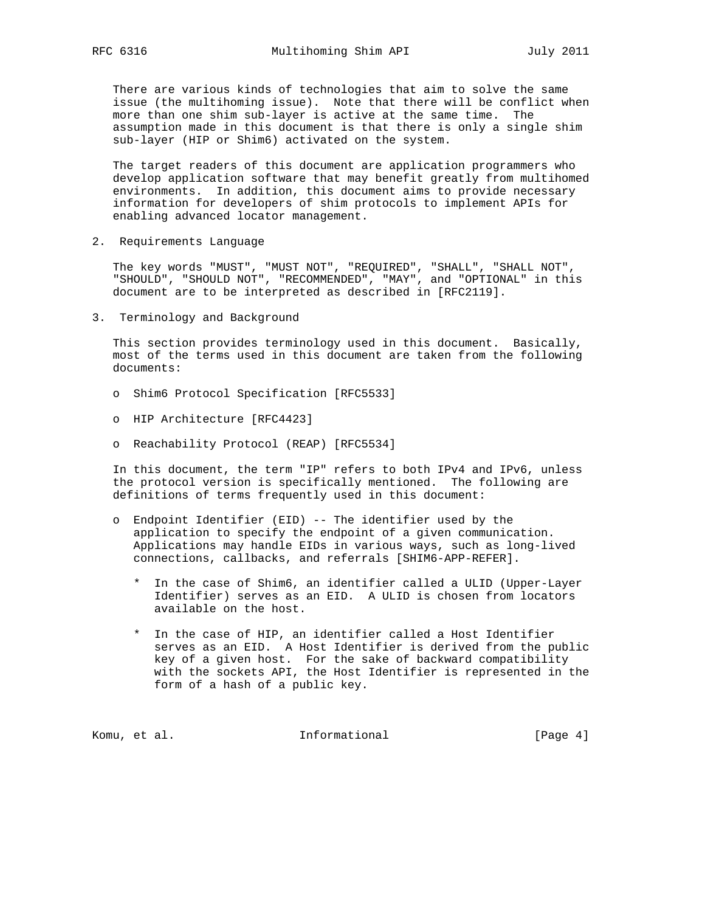There are various kinds of technologies that aim to solve the same issue (the multihoming issue). Note that there will be conflict when more than one shim sub-layer is active at the same time. The assumption made in this document is that there is only a single shim sub-layer (HIP or Shim6) activated on the system.

The target readers of this document are application programmers who develop application software that may benefit greatly from multihomed environments. In addition, this document aims to provide necessary information for developers of shim protocols to implement APIs for enabling advanced locator management.

## 2. Requirements Language

The key words "MUST", "MUST NOT", "REQUIRED", "SHALL", "SHALL NOT", "SHOULD", "SHOULD NOT", "RECOMMENDED", "MAY", and "OPTIONAL" in this document are to be interpreted as described in [RFC2119].

## 3. Terminology and Background

This section provides terminology used in this document. Basically, most of the terms used in this document are taken from the following documents:

- Shim6 Protocol Specification [RFC5533]
- HIP Architecture [RFC4423]
- Reachability Protocol (REAP) [RFC5534]

In this document, the term "IP" refers to both IPv4 and IPv6, unless the protocol version is specifically mentioned. The following are definitions of terms frequently used in this document:

- Endpoint Identifier (EID) -- The identifier used by the application to specify the endpoint of a given communication. Applications may handle EIDs in various ways, such as long-lived connections, callbacks, and referrals [SHIM6-APP-REFER].
  - In the case of Shim6, an identifier called a ULID (Upper-Layer Identifier) serves as an EID. A ULID is chosen from locators available on the host.
  - In the case of HIP, an identifier called a Host Identifier serves as an EID. A Host Identifier is derived from the public key of a given host. For the sake of backward compatibility with the sockets API, the Host Identifier is represented in the form of a hash of a public key.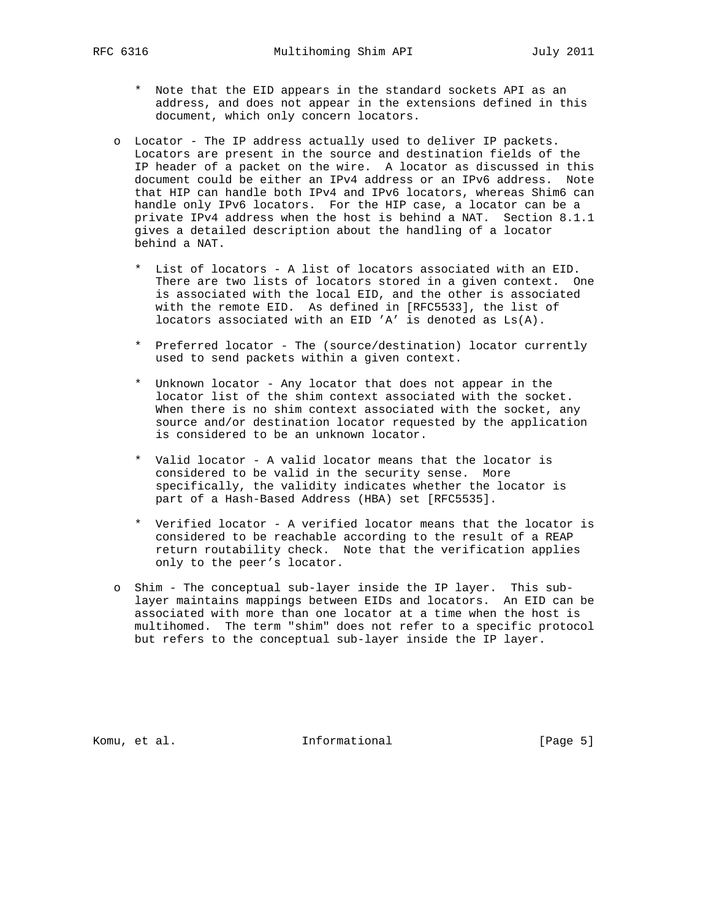* Note that the EID appears in the standard sockets API as an address, and does not appear in the extensions defined in this document, which only concern locators.

- Locator - The IP address actually used to deliver IP packets. Locators are present in the source and destination fields of the IP header of a packet on the wire. A locator as discussed in this document could be either an IPv4 address or an IPv6 address. Note that HIP can handle both IPv4 and IPv6 locators, whereas Shim6 can handle only IPv6 locators. For the HIP case, a locator can be a private IPv4 address when the host is behind a NAT. Section 8.1.1 gives a detailed description about the handling of a locator behind a NAT.

   * List of locators - A list of locators associated with an EID. There are two lists of locators stored in a given context. One is associated with the local EID, and the other is associated with the remote EID. As defined in [RFC5533], the list of locators associated with an EID 'A' is denoted as Ls(A).

   * Preferred locator - The (source/destination) locator currently used to send packets within a given context.

   * Unknown locator - Any locator that does not appear in the locator list of the shim context associated with the socket. When there is no shim context associated with the socket, any source and/or destination locator requested by the application is considered to be an unknown locator.

   * Valid locator - A valid locator means that the locator is considered to be valid in the security sense. More specifically, the validity indicates whether the locator is part of a Hash-Based Address (HBA) set [RFC5535].

   * Verified locator - A verified locator means that the locator is considered to be reachable according to the result of a REAP return routability check. Note that the verification applies only to the peer's locator.

- Shim - The conceptual sub-layer inside the IP layer. This sub-layer maintains mappings between EIDs and locators. An EID can be associated with more than one locator at a time when the host is multihomed. The term "shim" does not refer to a specific protocol but refers to the conceptual sub-layer inside the IP layer.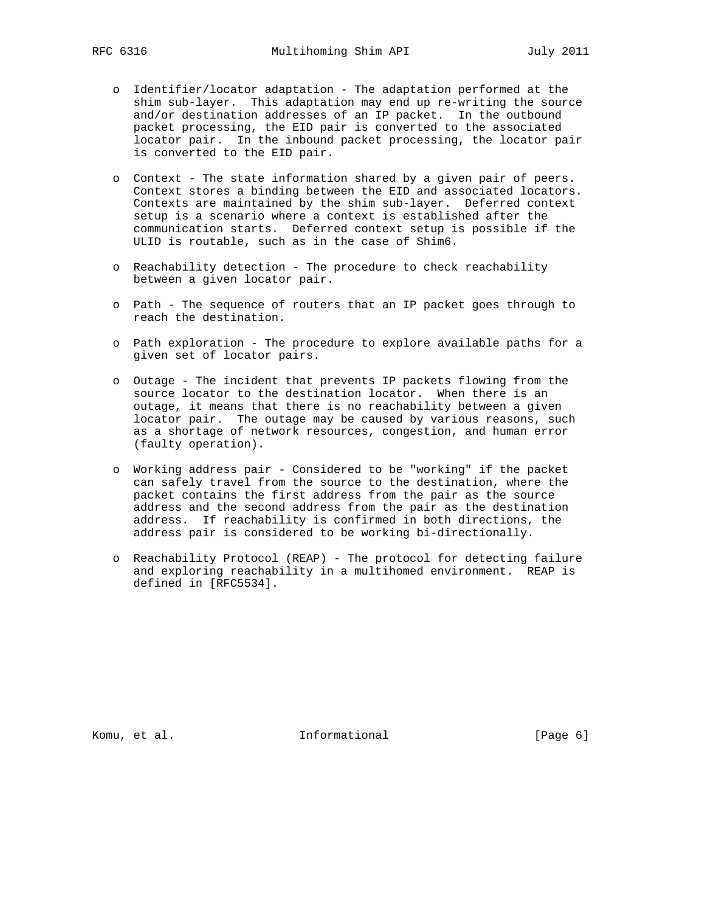- Identifier/locator adaptation - The adaptation performed at the shim sub-layer. This adaptation may end up re-writing the source and/or destination addresses of an IP packet. In the outbound packet processing, the EID pair is converted to the associated locator pair. In the inbound packet processing, the locator pair is converted to the EID pair.

- Context - The state information shared by a given pair of peers. Context stores a binding between the EID and associated locators. Contexts are maintained by the shim sub-layer. Deferred context setup is a scenario where a context is established after the communication starts. Deferred context setup is possible if the ULID is routable, such as in the case of Shim6.

- Reachability detection - The procedure to check reachability between a given locator pair.

- Path - The sequence of routers that an IP packet goes through to reach the destination.

- Path exploration - The procedure to explore available paths for a given set of locator pairs.

- Outage - The incident that prevents IP packets flowing from the source locator to the destination locator. When there is an outage, it means that there is no reachability between a given locator pair. The outage may be caused by various reasons, such as a shortage of network resources, congestion, and human error (faulty operation).

- Working address pair - Considered to be "working" if the packet can safely travel from the source to the destination, where the packet contains the first address from the pair as the source address and the second address from the pair as the destination address. If reachability is confirmed in both directions, the address pair is considered to be working bi-directionally.

- Reachability Protocol (REAP) - The protocol for detecting failure and exploring reachability in a multihomed environment. REAP is defined in [RFC5534].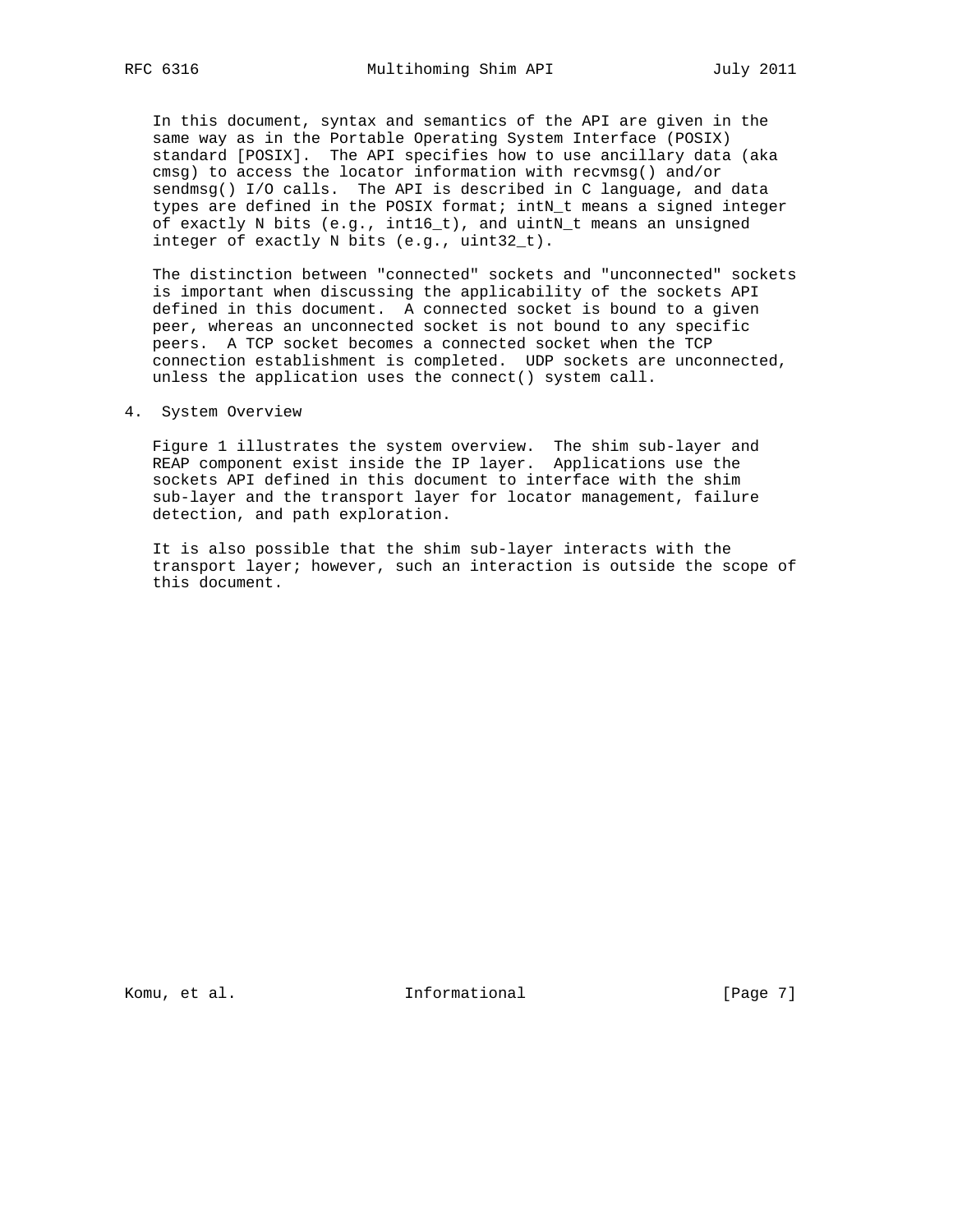In this document, syntax and semantics of the API are given in the same way as in the Portable Operating System Interface (POSIX) standard [POSIX]. The API specifies how to use ancillary data (aka cmsg) to access the locator information with recvmsg() and/or sendmsg() I/O calls. The API is described in C language, and data types are defined in the POSIX format; intN_t means a signed integer of exactly N bits (e.g., int16_t), and uintN_t means an unsigned integer of exactly N bits (e.g., uint32_t).

The distinction between "connected" sockets and "unconnected" sockets is important when discussing the applicability of the sockets API defined in this document. A connected socket is bound to a given peer, whereas an unconnected socket is not bound to any specific peers. A TCP socket becomes a connected socket when the TCP connection establishment is completed. UDP sockets are unconnected, unless the application uses the connect() system call.

# 4. System Overview

Figure 1 illustrates the system overview. The shim sub-layer and REAP component exist inside the IP layer. Applications use the sockets API defined in this document to interface with the shim sub-layer and the transport layer for locator management, failure detection, and path exploration.

It is also possible that the shim sub-layer interacts with the transport layer; however, such an interaction is outside the scope of this document.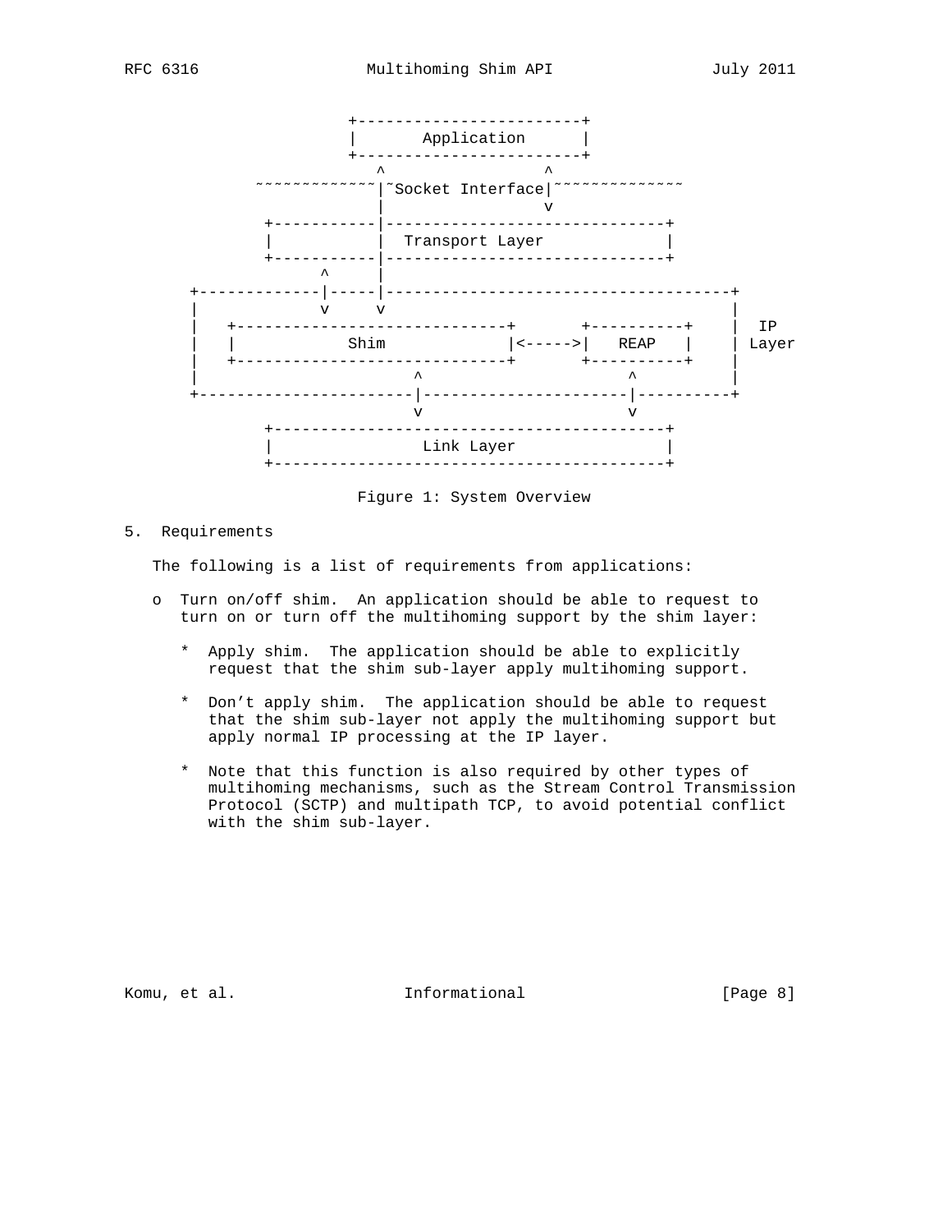```
                   +------------------------+
                   |       Application      |
                   +------------------------+
                      ^                 ^
       ~~~~~~~~~~~~~~~|~Socket Interface|~~~~~~~~~~~~~~
                      |                 v
           +-----------|------------------------------+
           |           |  Transport Layer             |
           +-----------|------------------------------+
                  ^    |
   +-------------|-----|-------------------------------------+
   |             v     v                                     |
   |   +-----------------------------+      +----------+    |  IP
   |   |            Shim             |<----->|   REAP   |    | Layer
   |   +-----------------------------+      +----------+    |
   |                       ^                      ^          |
   +-----------------------|----------------------|----------+
                           v                      v
           +------------------------------------------+
           |                Link Layer                |
           +------------------------------------------+
```

Figure 1: System Overview

## 5. Requirements

The following is a list of requirements from applications:

- Turn on/off shim. An application should be able to request to turn on or turn off the multihoming support by the shim layer:

  * Apply shim. The application should be able to explicitly request that the shim sub-layer apply multihoming support.

  * Don't apply shim. The application should be able to request that the shim sub-layer not apply the multihoming support but apply normal IP processing at the IP layer.

  * Note that this function is also required by other types of multihoming mechanisms, such as the Stream Control Transmission Protocol (SCTP) and multipath TCP, to avoid potential conflict with the shim sub-layer.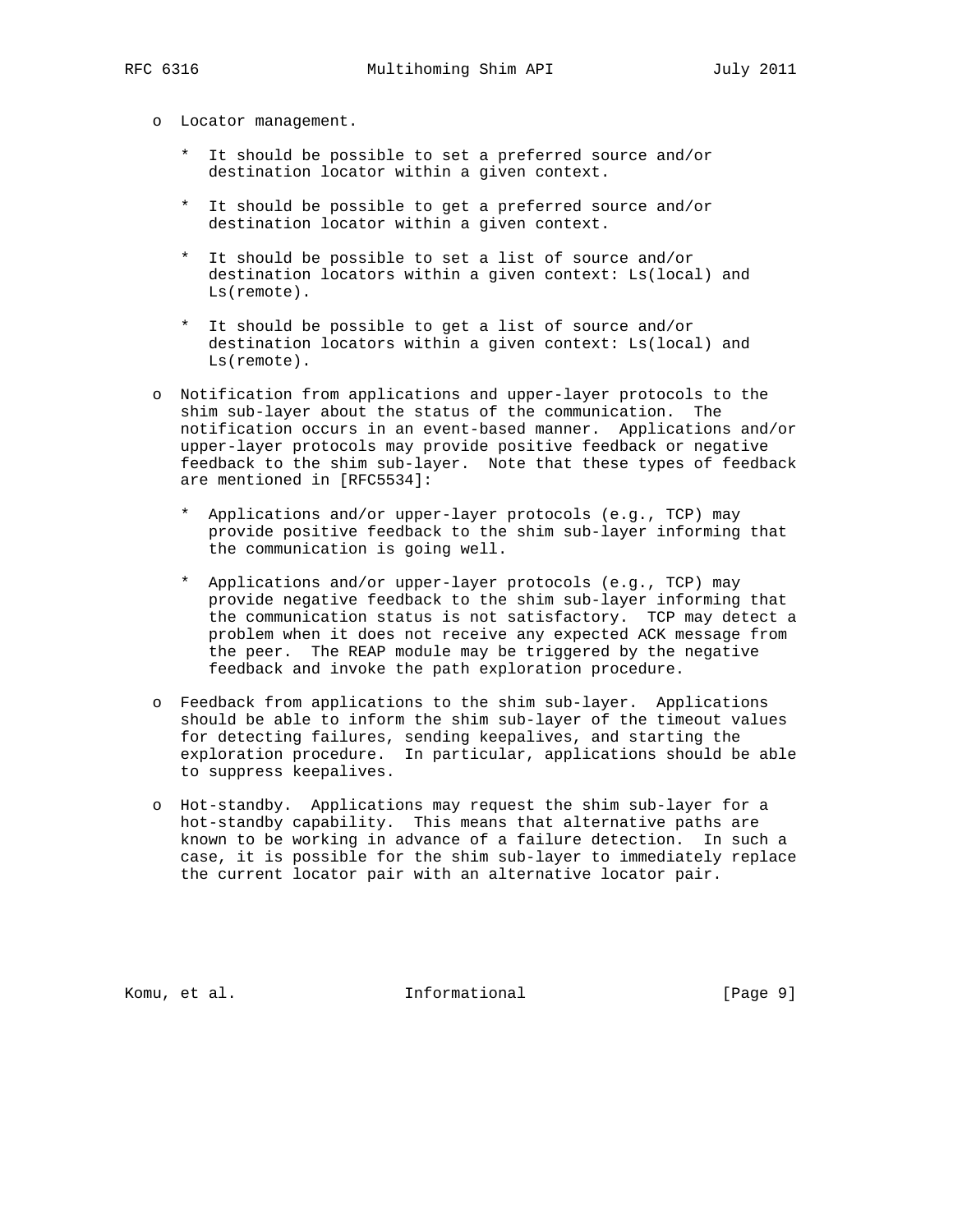- Locator management.

  * It should be possible to set a preferred source and/or destination locator within a given context.

  * It should be possible to get a preferred source and/or destination locator within a given context.

  * It should be possible to set a list of source and/or destination locators within a given context: Ls(local) and Ls(remote).

  * It should be possible to get a list of source and/or destination locators within a given context: Ls(local) and Ls(remote).

- Notification from applications and upper-layer protocols to the shim sub-layer about the status of the communication. The notification occurs in an event-based manner. Applications and/or upper-layer protocols may provide positive feedback or negative feedback to the shim sub-layer. Note that these types of feedback are mentioned in [RFC5534]:

  * Applications and/or upper-layer protocols (e.g., TCP) may provide positive feedback to the shim sub-layer informing that the communication is going well.

  * Applications and/or upper-layer protocols (e.g., TCP) may provide negative feedback to the shim sub-layer informing that the communication status is not satisfactory. TCP may detect a problem when it does not receive any expected ACK message from the peer. The REAP module may be triggered by the negative feedback and invoke the path exploration procedure.

- Feedback from applications to the shim sub-layer. Applications should be able to inform the shim sub-layer of the timeout values for detecting failures, sending keepalives, and starting the exploration procedure. In particular, applications should be able to suppress keepalives.

- Hot-standby. Applications may request the shim sub-layer for a hot-standby capability. This means that alternative paths are known to be working in advance of a failure detection. In such a case, it is possible for the shim sub-layer to immediately replace the current locator pair with an alternative locator pair.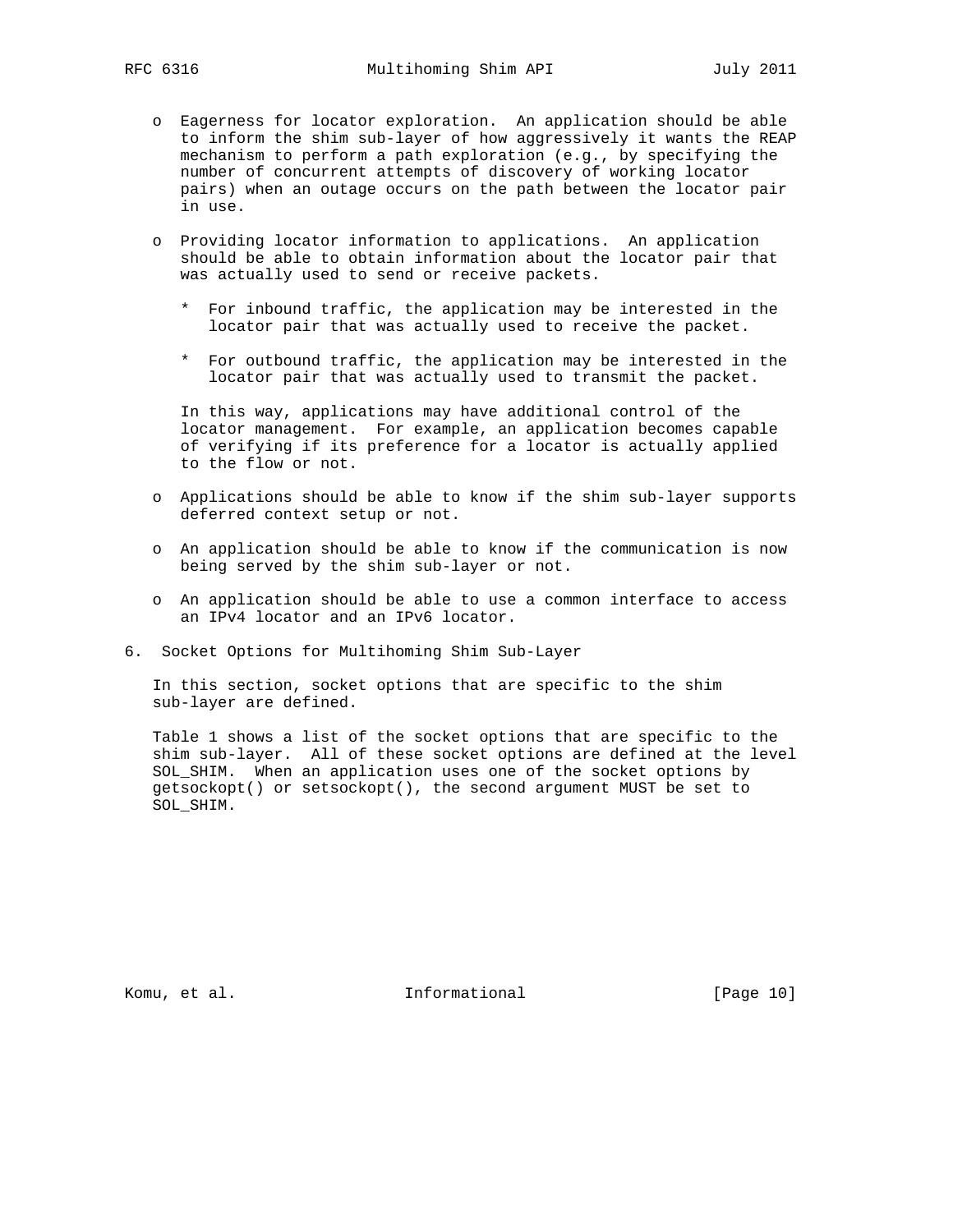- Eagerness for locator exploration. An application should be able to inform the shim sub-layer of how aggressively it wants the REAP mechanism to perform a path exploration (e.g., by specifying the number of concurrent attempts of discovery of working locator pairs) when an outage occurs on the path between the locator pair in use.

- Providing locator information to applications. An application should be able to obtain information about the locator pair that was actually used to send or receive packets.

  * For inbound traffic, the application may be interested in the locator pair that was actually used to receive the packet.

  * For outbound traffic, the application may be interested in the locator pair that was actually used to transmit the packet.

  In this way, applications may have additional control of the locator management. For example, an application becomes capable of verifying if its preference for a locator is actually applied to the flow or not.

- Applications should be able to know if the shim sub-layer supports deferred context setup or not.

- An application should be able to know if the communication is now being served by the shim sub-layer or not.

- An application should be able to use a common interface to access an IPv4 locator and an IPv6 locator.

## 6. Socket Options for Multihoming Shim Sub-Layer

In this section, socket options that are specific to the shim sub-layer are defined.

Table 1 shows a list of the socket options that are specific to the shim sub-layer. All of these socket options are defined at the level SOL_SHIM. When an application uses one of the socket options by getsockopt() or setsockopt(), the second argument MUST be set to SOL_SHIM.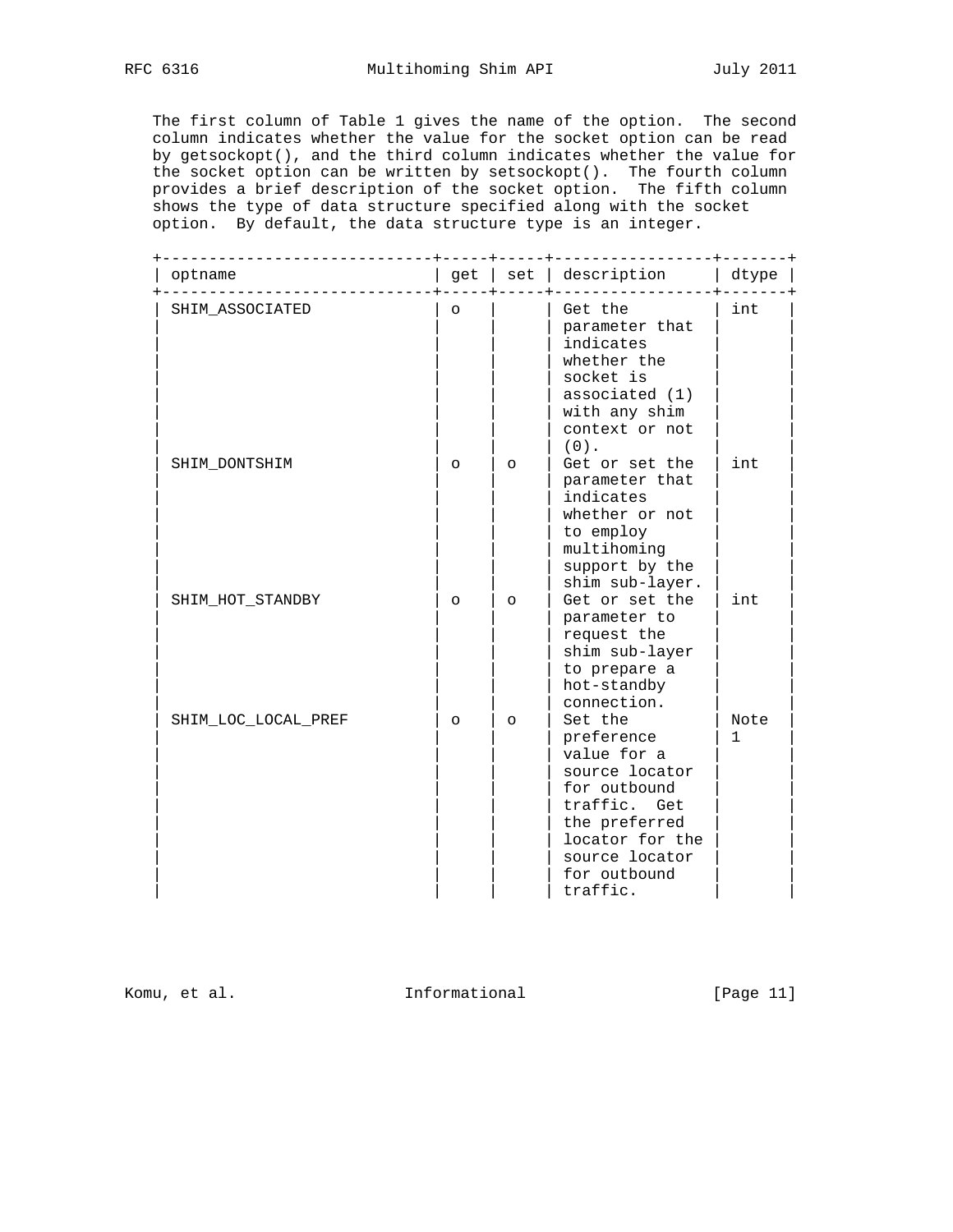The first column of Table 1 gives the name of the option. The second column indicates whether the value for the socket option can be read by getsockopt(), and the third column indicates whether the value for the socket option can be written by setsockopt(). The fourth column provides a brief description of the socket option. The fifth column shows the type of data structure specified along with the socket option. By default, the data structure type is an integer.

| optname | get | set | description | dtype |
|---|---|---|---|---|
| SHIM_ASSOCIATED | o | | Get the parameter that indicates whether the socket is associated (1) with any shim context or not (0). | int |
| SHIM_DONTSHIM | o | o | Get or set the parameter that indicates whether or not to employ multihoming support by the shim sub-layer. | int |
| SHIM_HOT_STANDBY | o | o | Get or set the parameter to request the shim sub-layer to prepare a hot-standby connection. | int |
| SHIM_LOC_LOCAL_PREF | o | o | Set the preference value for a source locator for outbound traffic. Get the preferred locator for the source locator for outbound traffic. | Note 1 |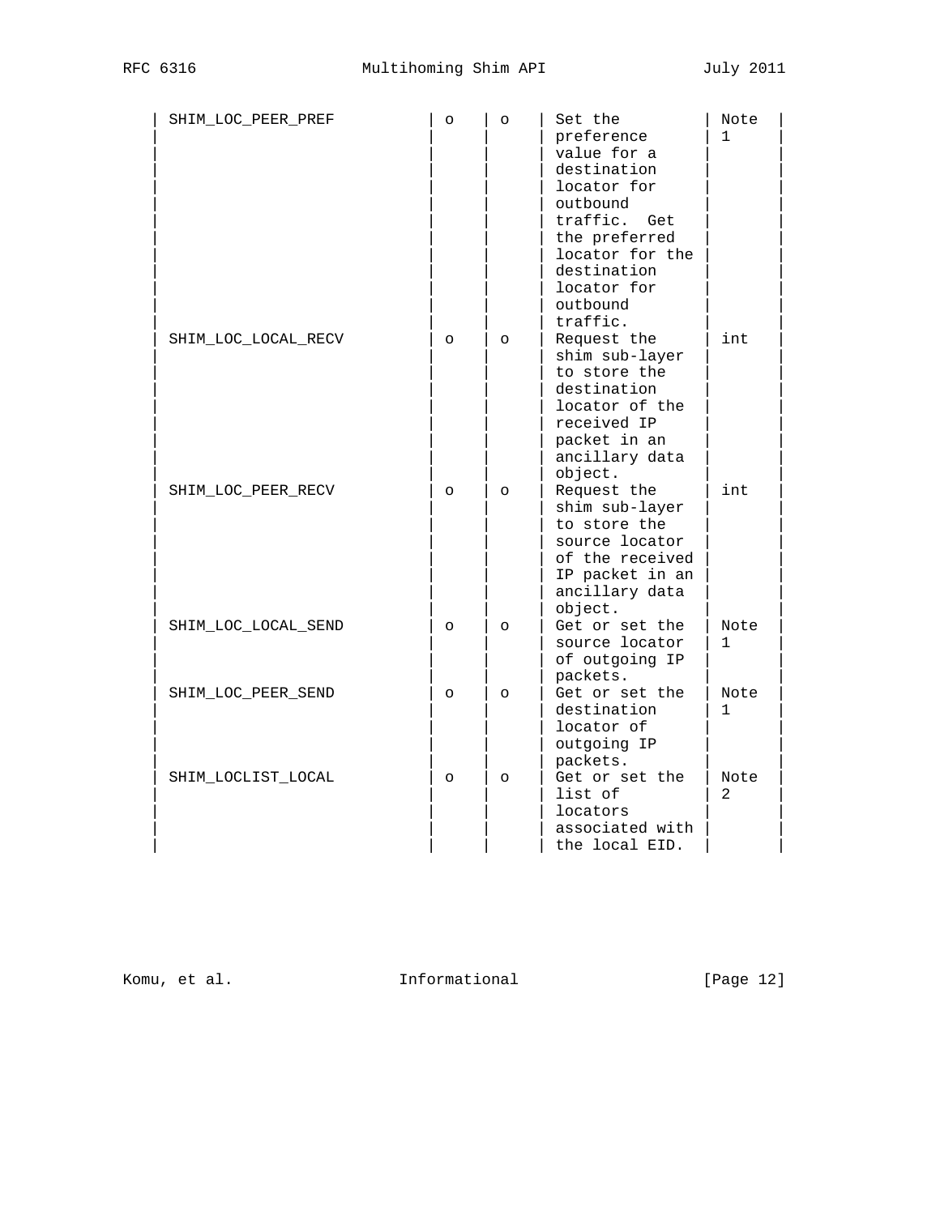| | | | | |
|---|---|---|---|---|
| SHIM_LOC_PEER_PREF | o | o | Set the preference value for a destination locator for outbound traffic. Get the preferred locator for the destination locator for outbound traffic. | Note 1 |
| SHIM_LOC_LOCAL_RECV | o | o | Request the shim sub-layer to store the destination locator of the received IP packet in an ancillary data object. | int |
| SHIM_LOC_PEER_RECV | o | o | Request the shim sub-layer to store the source locator of the received IP packet in an ancillary data object. | int |
| SHIM_LOC_LOCAL_SEND | o | o | Get or set the source locator of outgoing IP packets. | Note 1 |
| SHIM_LOC_PEER_SEND | o | o | Get or set the destination locator of outgoing IP packets. | Note 1 |
| SHIM_LOCLIST_LOCAL | o | o | Get or set the list of locators associated with the local EID. | Note 2 |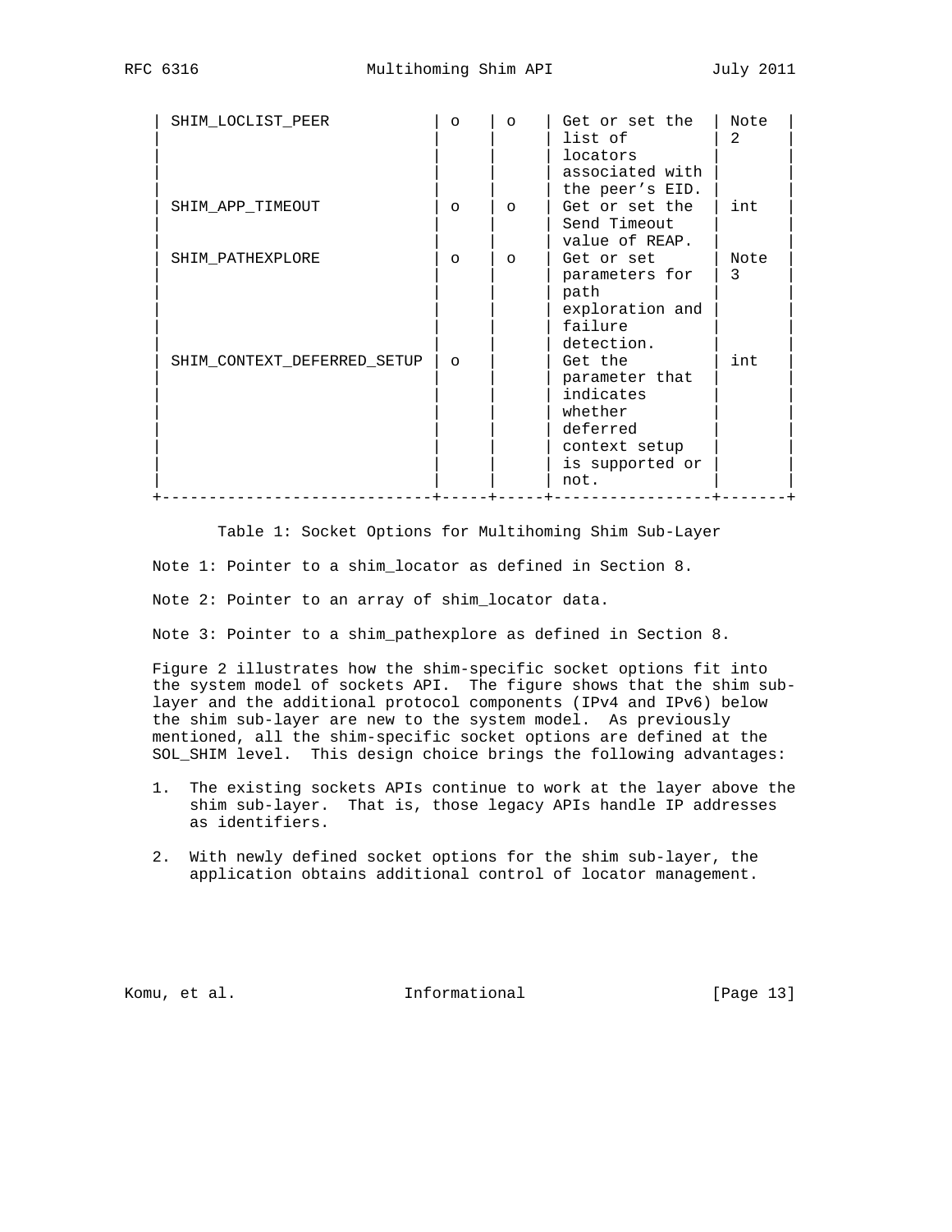| SHIM_LOCLIST_PEER | o | o | Get or set the list of locators associated with the peer's EID. | Note 2 |
|---|---|---|---|---|
| SHIM_APP_TIMEOUT | o | o | Get or set the Send Timeout value of REAP. | int |
| SHIM_PATHEXPLORE | o | o | Get or set parameters for path exploration and failure detection. | Note 3 |
| SHIM_CONTEXT_DEFERRED_SETUP | o | | Get the parameter that indicates whether deferred context setup is supported or not. | int |

Table 1: Socket Options for Multihoming Shim Sub-Layer

Note 1: Pointer to a shim_locator as defined in Section 8.

Note 2: Pointer to an array of shim_locator data.

Note 3: Pointer to a shim_pathexplore as defined in Section 8.

Figure 2 illustrates how the shim-specific socket options fit into the system model of sockets API. The figure shows that the shim sub-layer and the additional protocol components (IPv4 and IPv6) below the shim sub-layer are new to the system model. As previously mentioned, all the shim-specific socket options are defined at the SOL_SHIM level. This design choice brings the following advantages:

1. The existing sockets APIs continue to work at the layer above the shim sub-layer. That is, those legacy APIs handle IP addresses as identifiers.

2. With newly defined socket options for the shim sub-layer, the application obtains additional control of locator management.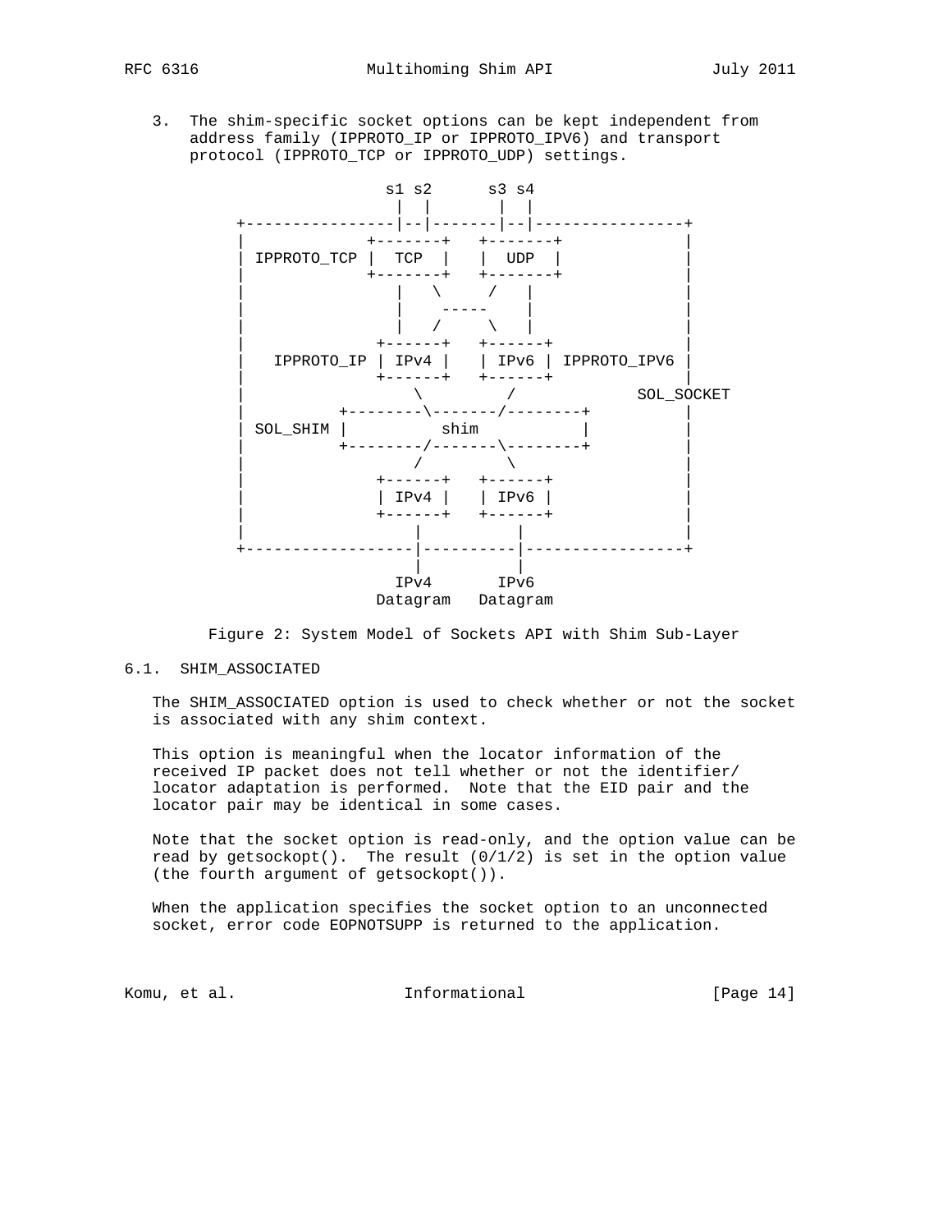3. The shim-specific socket options can be kept independent from address family (IPPROTO_IP or IPPROTO_IPV6) and transport protocol (IPPROTO_TCP or IPPROTO_UDP) settings.

```
                    s1 s2      s3 s4
                     |  |       |  |
     +---------------|--|-------|--|----------------+
     |              +-------+   +-------+           |
     | IPPROTO_TCP |  TCP  |   |  UDP  |            |
     |              +-------+   +-------+           |
     |               |   \     /   |                |
     |               |    -----    |                |
     |               |   /     \   |                |
     |              +------+   +------+             |
     |   IPPROTO_IP | IPv4 |   | IPv6 | IPPROTO_IPV6 |
     |              +------+   +------+             |
     |                  \         /           SOL_SOCKET
     |          +--------\-------/--------+         |
     | SOL_SHIM |          shim           |         |
     |          +--------/-------\--------+         |
     |                  /         \                 |
     |              +------+   +------+             |
     |              | IPv4 |   | IPv6 |             |
     |              +------+   +------+             |
     |                 |          |                 |
     +-----------------|----------|-----------------+
                       |          |
                     IPv4       IPv6
                   Datagram   Datagram
```

Figure 2: System Model of Sockets API with Shim Sub-Layer

## 6.1. SHIM_ASSOCIATED

The SHIM_ASSOCIATED option is used to check whether or not the socket is associated with any shim context.

This option is meaningful when the locator information of the received IP packet does not tell whether or not the identifier/locator adaptation is performed. Note that the EID pair and the locator pair may be identical in some cases.

Note that the socket option is read-only, and the option value can be read by getsockopt(). The result (0/1/2) is set in the option value (the fourth argument of getsockopt()).

When the application specifies the socket option to an unconnected socket, error code EOPNOTSUPP is returned to the application.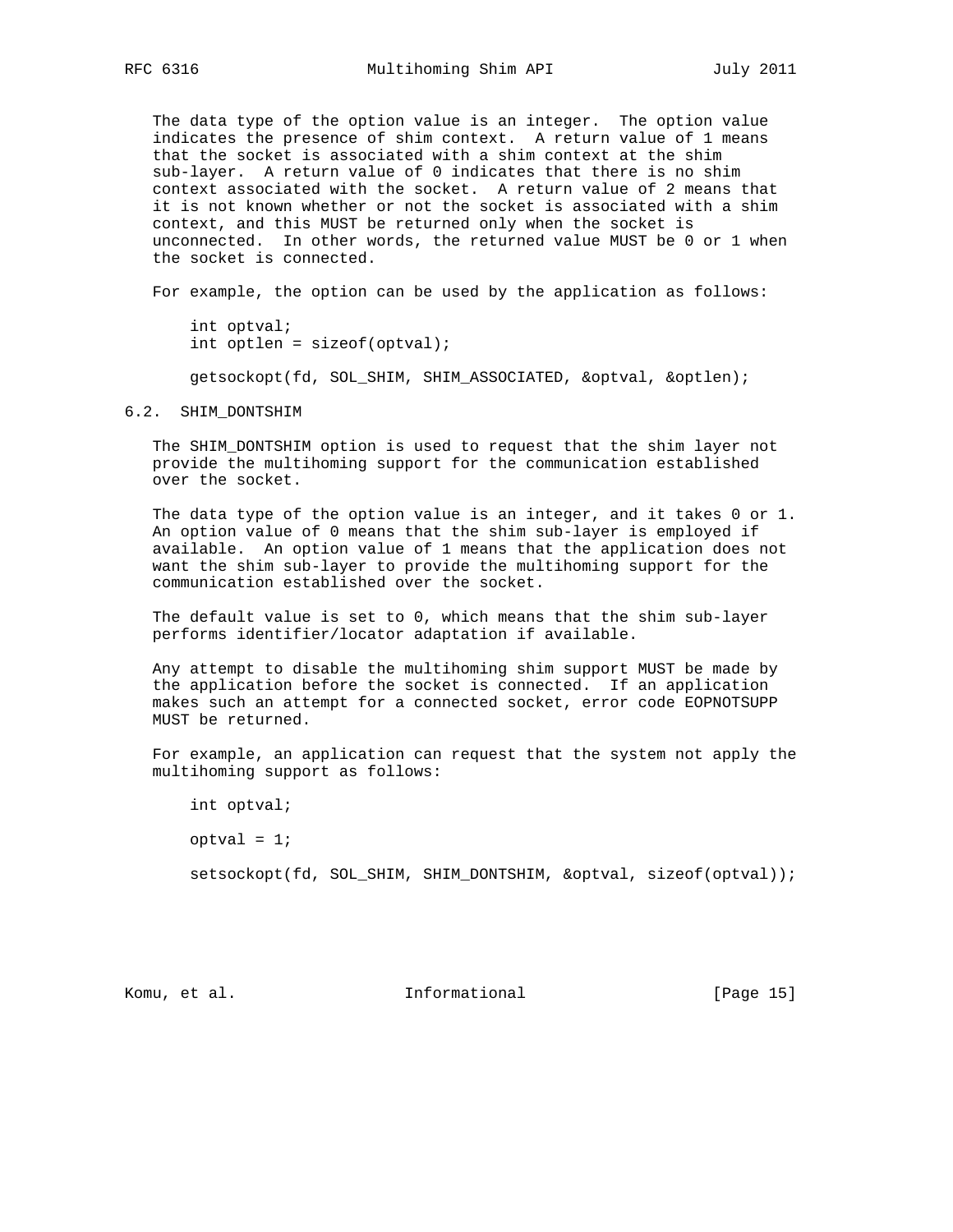The data type of the option value is an integer. The option value indicates the presence of shim context. A return value of 1 means that the socket is associated with a shim context at the shim sub-layer. A return value of 0 indicates that there is no shim context associated with the socket. A return value of 2 means that it is not known whether or not the socket is associated with a shim context, and this MUST be returned only when the socket is unconnected. In other words, the returned value MUST be 0 or 1 when the socket is connected.

For example, the option can be used by the application as follows:

```
int optval;
int optlen = sizeof(optval);

getsockopt(fd, SOL_SHIM, SHIM_ASSOCIATED, &optval, &optlen);
```

### 6.2. SHIM_DONTSHIM

The SHIM_DONTSHIM option is used to request that the shim layer not provide the multihoming support for the communication established over the socket.

The data type of the option value is an integer, and it takes 0 or 1. An option value of 0 means that the shim sub-layer is employed if available. An option value of 1 means that the application does not want the shim sub-layer to provide the multihoming support for the communication established over the socket.

The default value is set to 0, which means that the shim sub-layer performs identifier/locator adaptation if available.

Any attempt to disable the multihoming shim support MUST be made by the application before the socket is connected. If an application makes such an attempt for a connected socket, error code EOPNOTSUPP MUST be returned.

For example, an application can request that the system not apply the multihoming support as follows:

```
int optval;

optval = 1;

setsockopt(fd, SOL_SHIM, SHIM_DONTSHIM, &optval, sizeof(optval));
```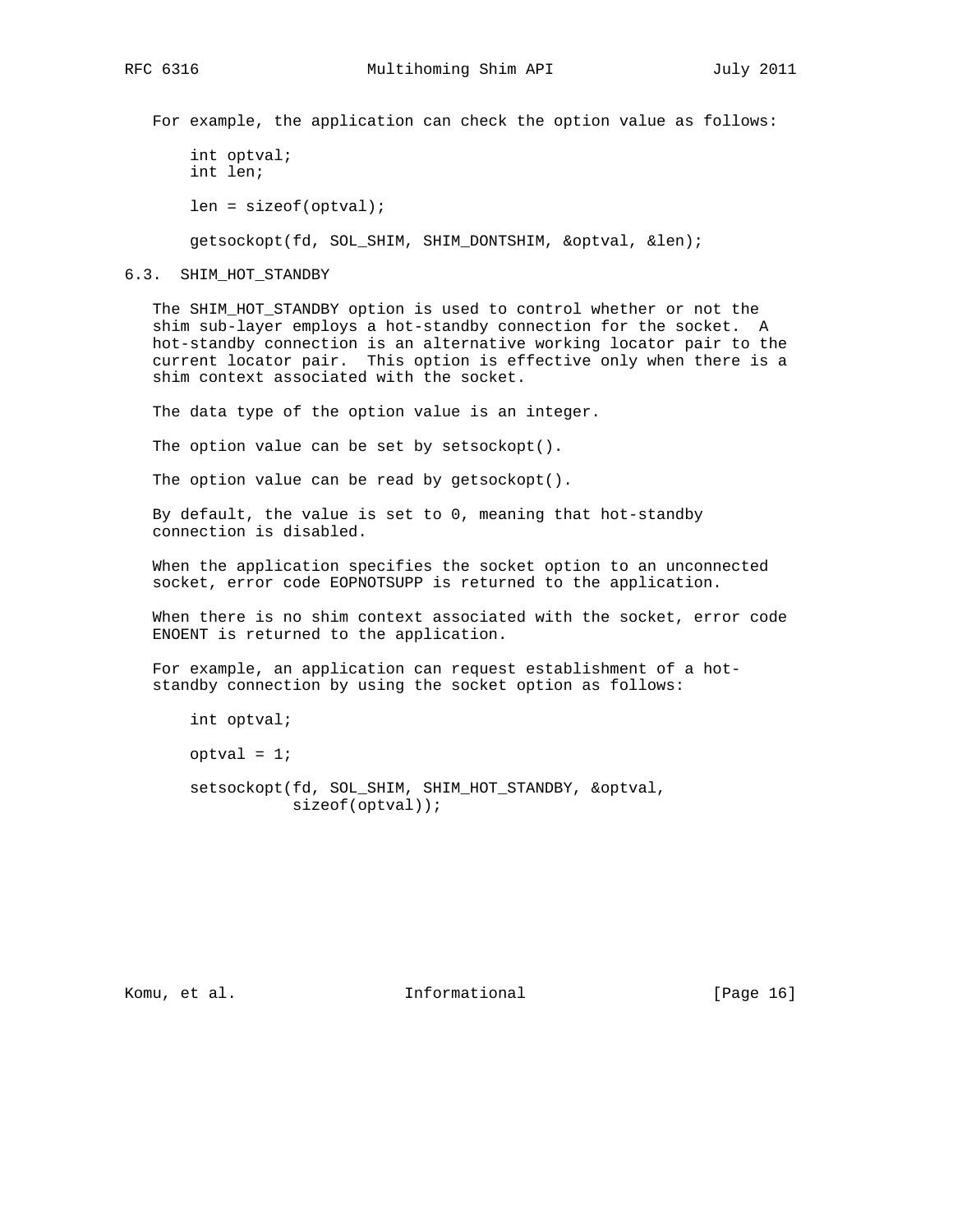For example, the application can check the option value as follows:

```
int optval;
int len;

len = sizeof(optval);

getsockopt(fd, SOL_SHIM, SHIM_DONTSHIM, &optval, &len);
```

### 6.3. SHIM_HOT_STANDBY

The SHIM_HOT_STANDBY option is used to control whether or not the shim sub-layer employs a hot-standby connection for the socket. A hot-standby connection is an alternative working locator pair to the current locator pair. This option is effective only when there is a shim context associated with the socket.

The data type of the option value is an integer.

The option value can be set by setsockopt().

The option value can be read by getsockopt().

By default, the value is set to 0, meaning that hot-standby connection is disabled.

When the application specifies the socket option to an unconnected socket, error code EOPNOTSUPP is returned to the application.

When there is no shim context associated with the socket, error code ENOENT is returned to the application.

For example, an application can request establishment of a hot-standby connection by using the socket option as follows:

```
int optval;

optval = 1;

setsockopt(fd, SOL_SHIM, SHIM_HOT_STANDBY, &optval,
           sizeof(optval));
```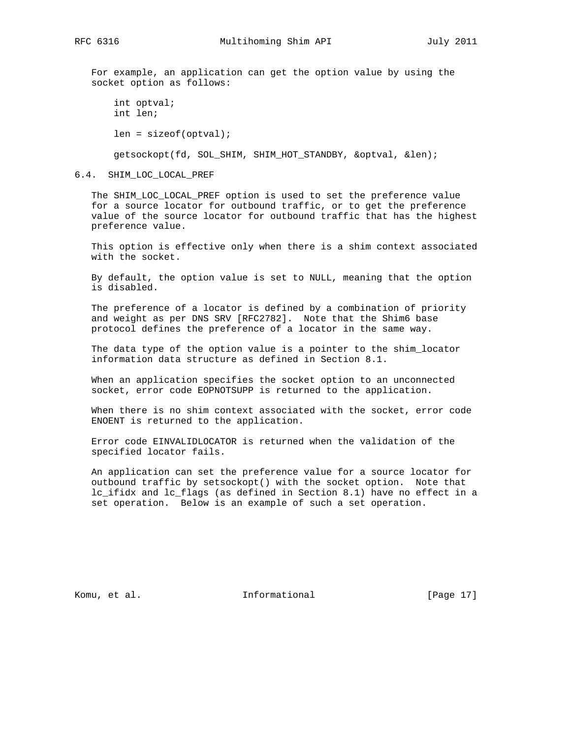For example, an application can get the option value by using the socket option as follows:

```
int optval;
int len;

len = sizeof(optval);

getsockopt(fd, SOL_SHIM, SHIM_HOT_STANDBY, &optval, &len);
```

## 6.4. SHIM_LOC_LOCAL_PREF

The SHIM_LOC_LOCAL_PREF option is used to set the preference value for a source locator for outbound traffic, or to get the preference value of the source locator for outbound traffic that has the highest preference value.

This option is effective only when there is a shim context associated with the socket.

By default, the option value is set to NULL, meaning that the option is disabled.

The preference of a locator is defined by a combination of priority and weight as per DNS SRV [RFC2782]. Note that the Shim6 base protocol defines the preference of a locator in the same way.

The data type of the option value is a pointer to the shim_locator information data structure as defined in Section 8.1.

When an application specifies the socket option to an unconnected socket, error code EOPNOTSUPP is returned to the application.

When there is no shim context associated with the socket, error code ENOENT is returned to the application.

Error code EINVALIDLOCATOR is returned when the validation of the specified locator fails.

An application can set the preference value for a source locator for outbound traffic by setsockopt() with the socket option. Note that lc_ifidx and lc_flags (as defined in Section 8.1) have no effect in a set operation. Below is an example of such a set operation.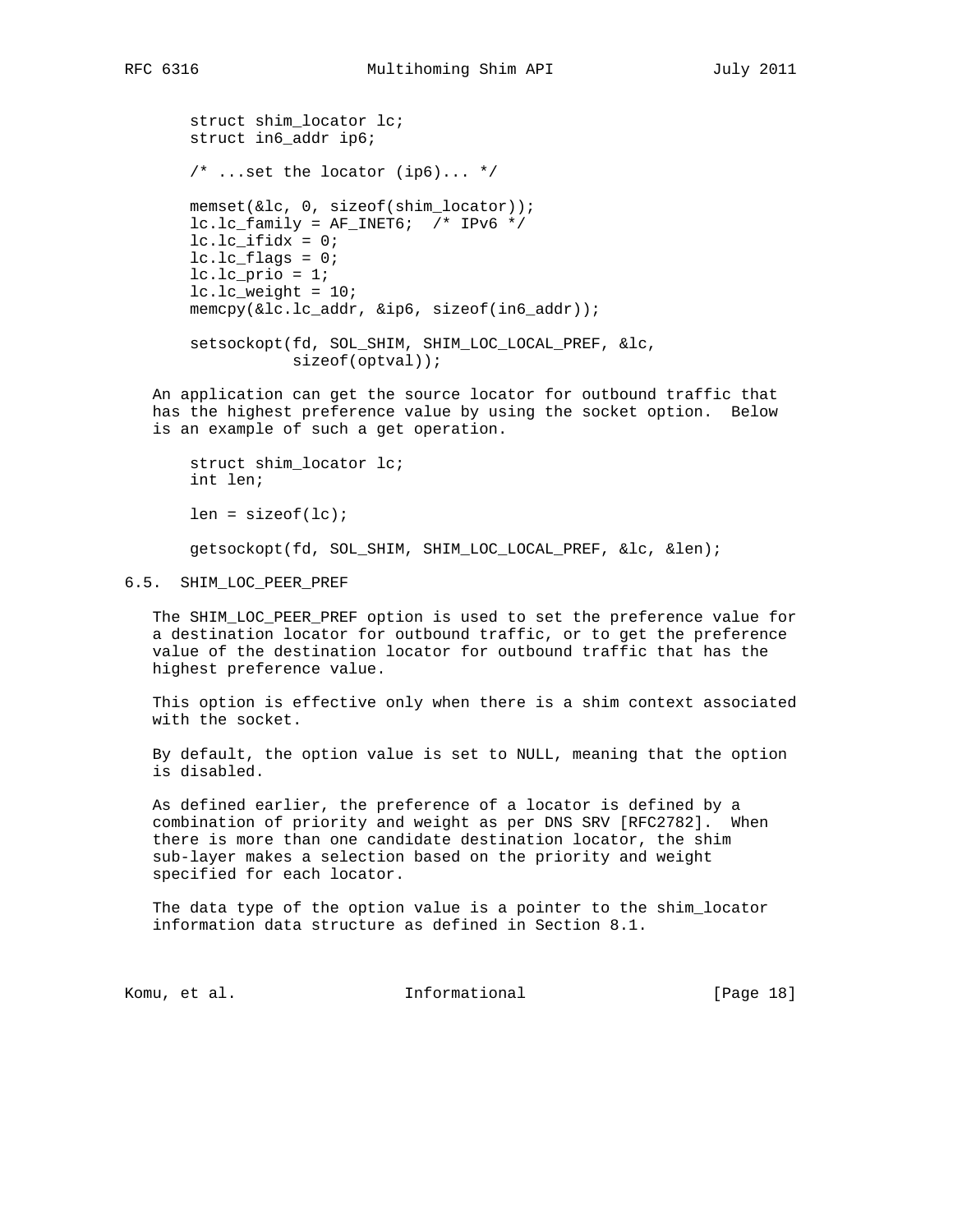```
struct shim_locator lc;
struct in6_addr ip6;

/* ...set the locator (ip6)... */

memset(&lc, 0, sizeof(shim_locator));
lc.lc_family = AF_INET6;  /* IPv6 */
lc.lc_ifidx = 0;
lc.lc_flags = 0;
lc.lc_prio = 1;
lc.lc_weight = 10;
memcpy(&lc.lc_addr, &ip6, sizeof(in6_addr));

setsockopt(fd, SOL_SHIM, SHIM_LOC_LOCAL_PREF, &lc,
           sizeof(optval));
```

An application can get the source locator for outbound traffic that has the highest preference value by using the socket option. Below is an example of such a get operation.

```
struct shim_locator lc;
int len;

len = sizeof(lc);

getsockopt(fd, SOL_SHIM, SHIM_LOC_LOCAL_PREF, &lc, &len);
```

### 6.5. SHIM_LOC_PEER_PREF

The SHIM_LOC_PEER_PREF option is used to set the preference value for a destination locator for outbound traffic, or to get the preference value of the destination locator for outbound traffic that has the highest preference value.

This option is effective only when there is a shim context associated with the socket.

By default, the option value is set to NULL, meaning that the option is disabled.

As defined earlier, the preference of a locator is defined by a combination of priority and weight as per DNS SRV [RFC2782]. When there is more than one candidate destination locator, the shim sub-layer makes a selection based on the priority and weight specified for each locator.

The data type of the option value is a pointer to the shim_locator information data structure as defined in Section 8.1.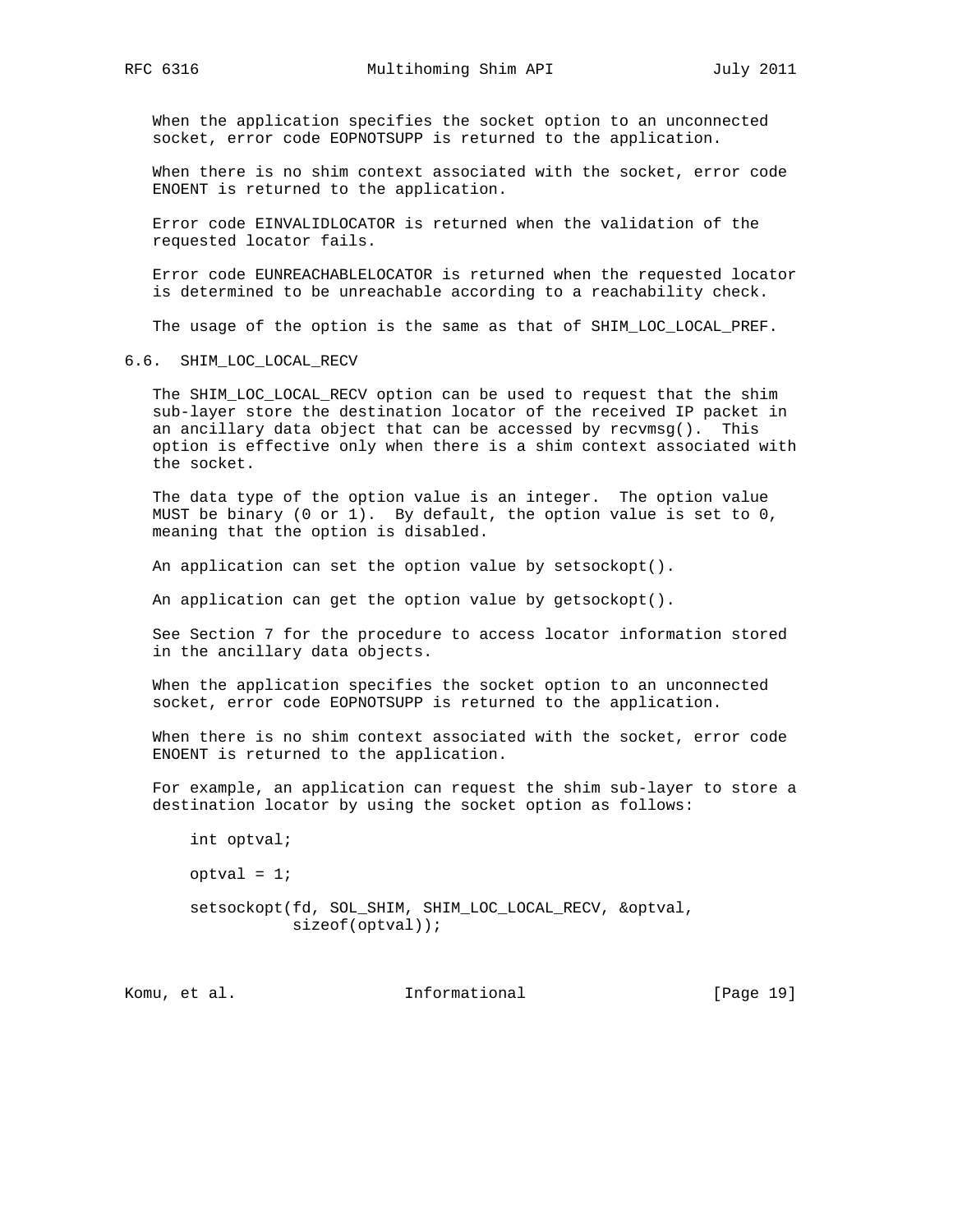When the application specifies the socket option to an unconnected socket, error code EOPNOTSUPP is returned to the application.

When there is no shim context associated with the socket, error code ENOENT is returned to the application.

Error code EINVALIDLOCATOR is returned when the validation of the requested locator fails.

Error code EUNREACHABLELOCATOR is returned when the requested locator is determined to be unreachable according to a reachability check.

The usage of the option is the same as that of SHIM_LOC_LOCAL_PREF.

## 6.6. SHIM_LOC_LOCAL_RECV

The SHIM_LOC_LOCAL_RECV option can be used to request that the shim sub-layer store the destination locator of the received IP packet in an ancillary data object that can be accessed by recvmsg(). This option is effective only when there is a shim context associated with the socket.

The data type of the option value is an integer. The option value MUST be binary (0 or 1). By default, the option value is set to 0, meaning that the option is disabled.

An application can set the option value by setsockopt().

An application can get the option value by getsockopt().

See Section 7 for the procedure to access locator information stored in the ancillary data objects.

When the application specifies the socket option to an unconnected socket, error code EOPNOTSUPP is returned to the application.

When there is no shim context associated with the socket, error code ENOENT is returned to the application.

For example, an application can request the shim sub-layer to store a destination locator by using the socket option as follows:

```
int optval;

optval = 1;

setsockopt(fd, SOL_SHIM, SHIM_LOC_LOCAL_RECV, &optval,
           sizeof(optval));
```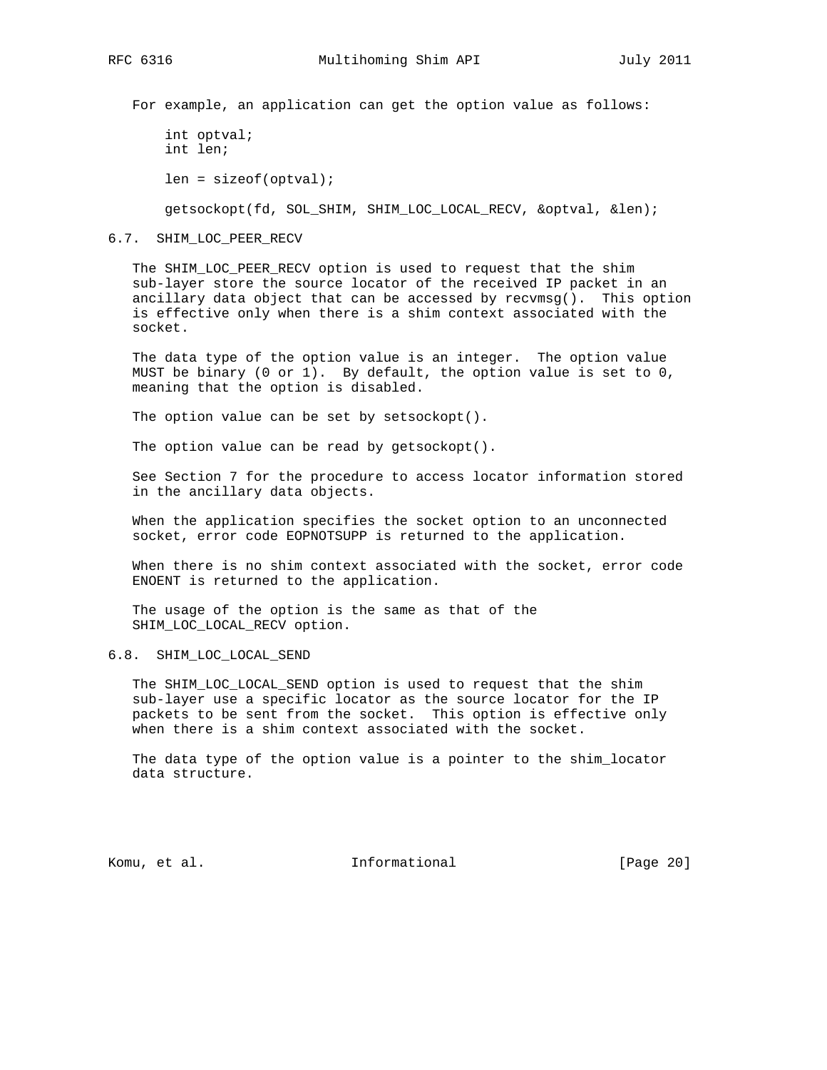For example, an application can get the option value as follows:

```
int optval;
int len;

len = sizeof(optval);

getsockopt(fd, SOL_SHIM, SHIM_LOC_LOCAL_RECV, &optval, &len);
```

### 6.7. SHIM_LOC_PEER_RECV

The SHIM_LOC_PEER_RECV option is used to request that the shim sub-layer store the source locator of the received IP packet in an ancillary data object that can be accessed by recvmsg(). This option is effective only when there is a shim context associated with the socket.

The data type of the option value is an integer. The option value MUST be binary (0 or 1). By default, the option value is set to 0, meaning that the option is disabled.

The option value can be set by setsockopt().

The option value can be read by getsockopt().

See Section 7 for the procedure to access locator information stored in the ancillary data objects.

When the application specifies the socket option to an unconnected socket, error code EOPNOTSUPP is returned to the application.

When there is no shim context associated with the socket, error code ENOENT is returned to the application.

The usage of the option is the same as that of the SHIM_LOC_LOCAL_RECV option.

### 6.8. SHIM_LOC_LOCAL_SEND

The SHIM_LOC_LOCAL_SEND option is used to request that the shim sub-layer use a specific locator as the source locator for the IP packets to be sent from the socket. This option is effective only when there is a shim context associated with the socket.

The data type of the option value is a pointer to the shim_locator data structure.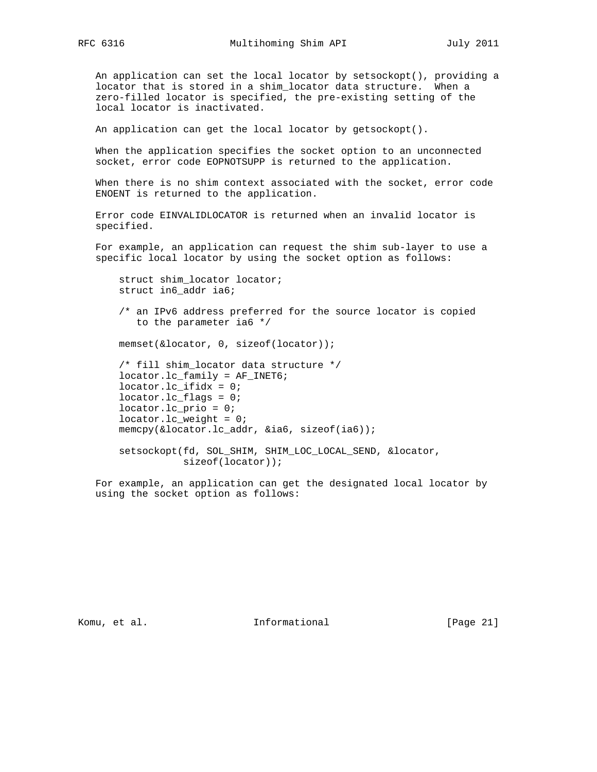An application can set the local locator by setsockopt(), providing a locator that is stored in a shim_locator data structure. When a zero-filled locator is specified, the pre-existing setting of the local locator is inactivated.

An application can get the local locator by getsockopt().

When the application specifies the socket option to an unconnected socket, error code EOPNOTSUPP is returned to the application.

When there is no shim context associated with the socket, error code ENOENT is returned to the application.

Error code EINVALIDLOCATOR is returned when an invalid locator is specified.

For example, an application can request the shim sub-layer to use a specific local locator by using the socket option as follows:

```
    struct shim_locator locator;
    struct in6_addr ia6;

    /* an IPv6 address preferred for the source locator is copied
       to the parameter ia6 */

    memset(&locator, 0, sizeof(locator));

    /* fill shim_locator data structure */
    locator.lc_family = AF_INET6;
    locator.lc_ifidx = 0;
    locator.lc_flags = 0;
    locator.lc_prio = 0;
    locator.lc_weight = 0;
    memcpy(&locator.lc_addr, &ia6, sizeof(ia6));

    setsockopt(fd, SOL_SHIM, SHIM_LOC_LOCAL_SEND, &locator,
               sizeof(locator));
```

For example, an application can get the designated local locator by using the socket option as follows: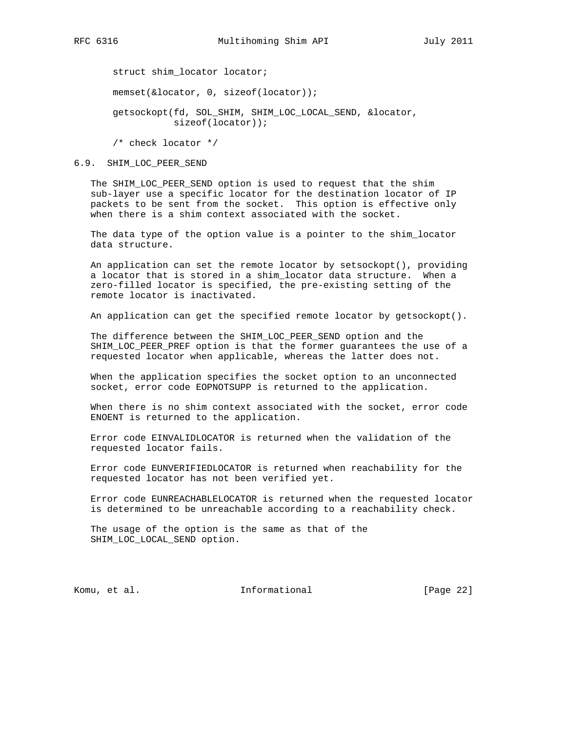```
struct shim_locator locator;

memset(&locator, 0, sizeof(locator));

getsockopt(fd, SOL_SHIM, SHIM_LOC_LOCAL_SEND, &locator,
           sizeof(locator));

/* check locator */
```

### 6.9. SHIM_LOC_PEER_SEND

The SHIM_LOC_PEER_SEND option is used to request that the shim sub-layer use a specific locator for the destination locator of IP packets to be sent from the socket. This option is effective only when there is a shim context associated with the socket.

The data type of the option value is a pointer to the shim_locator data structure.

An application can set the remote locator by setsockopt(), providing a locator that is stored in a shim_locator data structure. When a zero-filled locator is specified, the pre-existing setting of the remote locator is inactivated.

An application can get the specified remote locator by getsockopt().

The difference between the SHIM_LOC_PEER_SEND option and the SHIM_LOC_PEER_PREF option is that the former guarantees the use of a requested locator when applicable, whereas the latter does not.

When the application specifies the socket option to an unconnected socket, error code EOPNOTSUPP is returned to the application.

When there is no shim context associated with the socket, error code ENOENT is returned to the application.

Error code EINVALIDLOCATOR is returned when the validation of the requested locator fails.

Error code EUNVERIFIEDLOCATOR is returned when reachability for the requested locator has not been verified yet.

Error code EUNREACHABLELOCATOR is returned when the requested locator is determined to be unreachable according to a reachability check.

The usage of the option is the same as that of the SHIM_LOC_LOCAL_SEND option.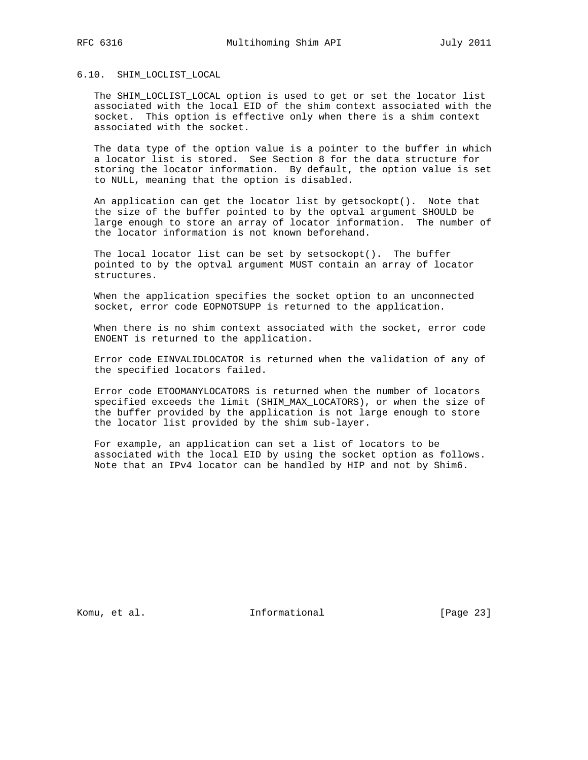### 6.10. SHIM_LOCLIST_LOCAL

The SHIM_LOCLIST_LOCAL option is used to get or set the locator list associated with the local EID of the shim context associated with the socket. This option is effective only when there is a shim context associated with the socket.

The data type of the option value is a pointer to the buffer in which a locator list is stored. See Section 8 for the data structure for storing the locator information. By default, the option value is set to NULL, meaning that the option is disabled.

An application can get the locator list by getsockopt(). Note that the size of the buffer pointed to by the optval argument SHOULD be large enough to store an array of locator information. The number of the locator information is not known beforehand.

The local locator list can be set by setsockopt(). The buffer pointed to by the optval argument MUST contain an array of locator structures.

When the application specifies the socket option to an unconnected socket, error code EOPNOTSUPP is returned to the application.

When there is no shim context associated with the socket, error code ENOENT is returned to the application.

Error code EINVALIDLOCATOR is returned when the validation of any of the specified locators failed.

Error code ETOOMANYLOCATORS is returned when the number of locators specified exceeds the limit (SHIM_MAX_LOCATORS), or when the size of the buffer provided by the application is not large enough to store the locator list provided by the shim sub-layer.

For example, an application can set a list of locators to be associated with the local EID by using the socket option as follows. Note that an IPv4 locator can be handled by HIP and not by Shim6.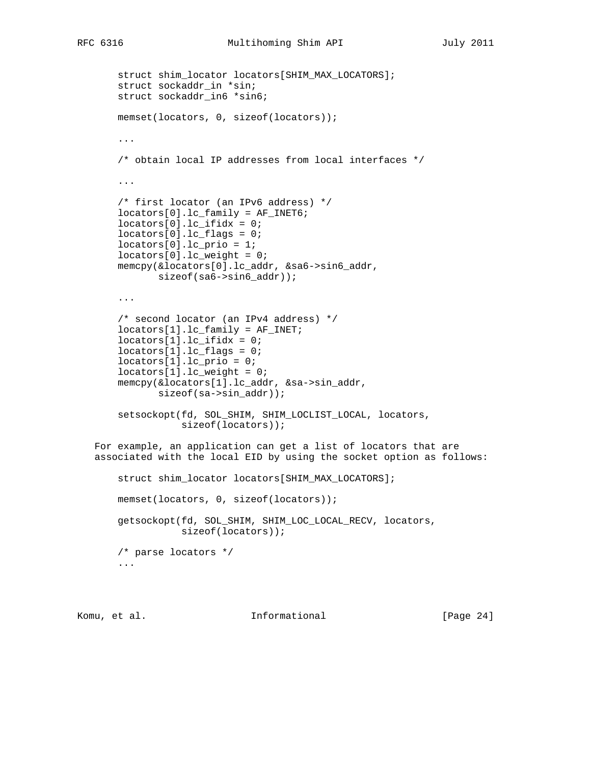```
struct shim_locator locators[SHIM_MAX_LOCATORS];
struct sockaddr_in *sin;
struct sockaddr_in6 *sin6;

memset(locators, 0, sizeof(locators));

...

/* obtain local IP addresses from local interfaces */

...

/* first locator (an IPv6 address) */
locators[0].lc_family = AF_INET6;
locators[0].lc_ifidx = 0;
locators[0].lc_flags = 0;
locators[0].lc_prio = 1;
locators[0].lc_weight = 0;
memcpy(&locators[0].lc_addr, &sa6->sin6_addr,
       sizeof(sa6->sin6_addr));

...

/* second locator (an IPv4 address) */
locators[1].lc_family = AF_INET;
locators[1].lc_ifidx = 0;
locators[1].lc_flags = 0;
locators[1].lc_prio = 0;
locators[1].lc_weight = 0;
memcpy(&locators[1].lc_addr, &sa->sin_addr,
       sizeof(sa->sin_addr));

setsockopt(fd, SOL_SHIM, SHIM_LOCLIST_LOCAL, locators,
           sizeof(locators));
```

For example, an application can get a list of locators that are associated with the local EID by using the socket option as follows:

```
struct shim_locator locators[SHIM_MAX_LOCATORS];

memset(locators, 0, sizeof(locators));

getsockopt(fd, SOL_SHIM, SHIM_LOC_LOCAL_RECV, locators,
           sizeof(locators));

/* parse locators */
...
```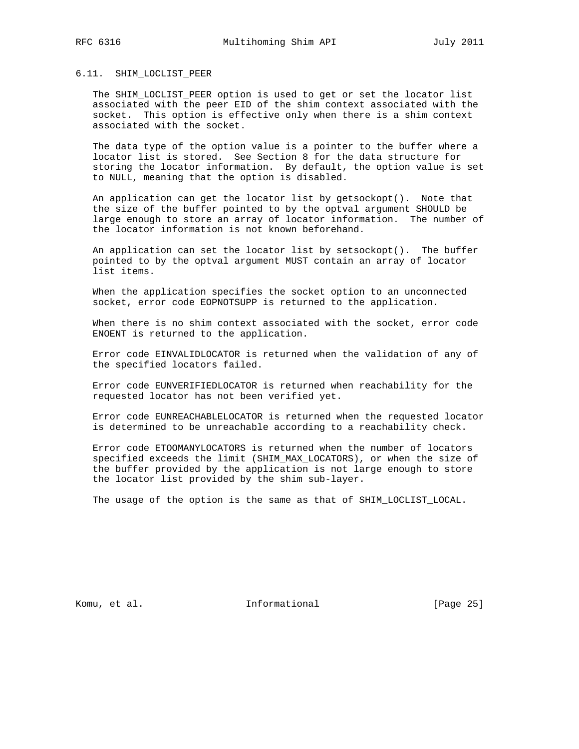### 6.11. SHIM_LOCLIST_PEER

The SHIM_LOCLIST_PEER option is used to get or set the locator list associated with the peer EID of the shim context associated with the socket. This option is effective only when there is a shim context associated with the socket.

The data type of the option value is a pointer to the buffer where a locator list is stored. See Section 8 for the data structure for storing the locator information. By default, the option value is set to NULL, meaning that the option is disabled.

An application can get the locator list by getsockopt(). Note that the size of the buffer pointed to by the optval argument SHOULD be large enough to store an array of locator information. The number of the locator information is not known beforehand.

An application can set the locator list by setsockopt(). The buffer pointed to by the optval argument MUST contain an array of locator list items.

When the application specifies the socket option to an unconnected socket, error code EOPNOTSUPP is returned to the application.

When there is no shim context associated with the socket, error code ENOENT is returned to the application.

Error code EINVALIDLOCATOR is returned when the validation of any of the specified locators failed.

Error code EUNVERIFIEDLOCATOR is returned when reachability for the requested locator has not been verified yet.

Error code EUNREACHABLELOCATOR is returned when the requested locator is determined to be unreachable according to a reachability check.

Error code ETOOMANYLOCATORS is returned when the number of locators specified exceeds the limit (SHIM_MAX_LOCATORS), or when the size of the buffer provided by the application is not large enough to store the locator list provided by the shim sub-layer.

The usage of the option is the same as that of SHIM_LOCLIST_LOCAL.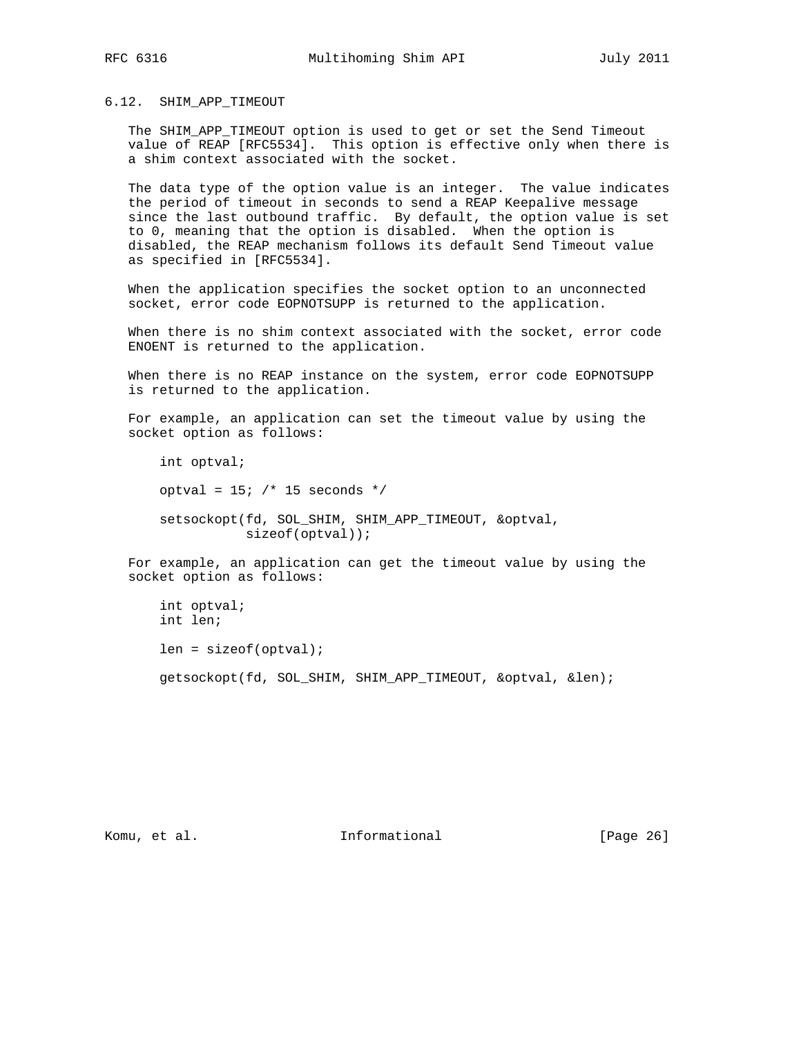### 6.12. SHIM_APP_TIMEOUT

The SHIM_APP_TIMEOUT option is used to get or set the Send Timeout value of REAP [RFC5534]. This option is effective only when there is a shim context associated with the socket.

The data type of the option value is an integer. The value indicates the period of timeout in seconds to send a REAP Keepalive message since the last outbound traffic. By default, the option value is set to 0, meaning that the option is disabled. When the option is disabled, the REAP mechanism follows its default Send Timeout value as specified in [RFC5534].

When the application specifies the socket option to an unconnected socket, error code EOPNOTSUPP is returned to the application.

When there is no shim context associated with the socket, error code ENOENT is returned to the application.

When there is no REAP instance on the system, error code EOPNOTSUPP is returned to the application.

For example, an application can set the timeout value by using the socket option as follows:

```
int optval;

optval = 15; /* 15 seconds */

setsockopt(fd, SOL_SHIM, SHIM_APP_TIMEOUT, &optval,
           sizeof(optval));
```

For example, an application can get the timeout value by using the socket option as follows:

```
int optval;
int len;

len = sizeof(optval);

getsockopt(fd, SOL_SHIM, SHIM_APP_TIMEOUT, &optval, &len);
```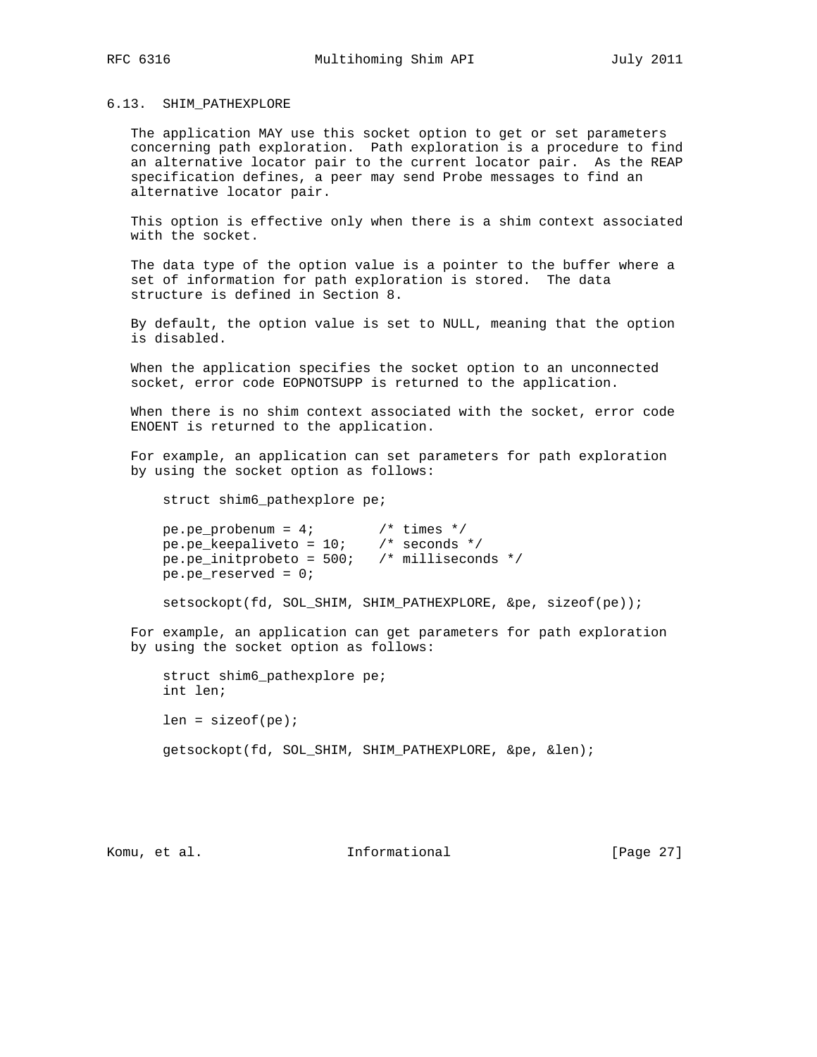### 6.13. SHIM_PATHEXPLORE

The application MAY use this socket option to get or set parameters concerning path exploration. Path exploration is a procedure to find an alternative locator pair to the current locator pair. As the REAP specification defines, a peer may send Probe messages to find an alternative locator pair.

This option is effective only when there is a shim context associated with the socket.

The data type of the option value is a pointer to the buffer where a set of information for path exploration is stored. The data structure is defined in Section 8.

By default, the option value is set to NULL, meaning that the option is disabled.

When the application specifies the socket option to an unconnected socket, error code EOPNOTSUPP is returned to the application.

When there is no shim context associated with the socket, error code ENOENT is returned to the application.

For example, an application can set parameters for path exploration by using the socket option as follows:

```
struct shim6_pathexplore pe;

pe.pe_probenum = 4;        /* times */
pe.pe_keepaliveto = 10;    /* seconds */
pe.pe_initprobeto = 500;   /* milliseconds */
pe.pe_reserved = 0;

setsockopt(fd, SOL_SHIM, SHIM_PATHEXPLORE, &pe, sizeof(pe));
```

For example, an application can get parameters for path exploration by using the socket option as follows:

```
struct shim6_pathexplore pe;
int len;

len = sizeof(pe);

getsockopt(fd, SOL_SHIM, SHIM_PATHEXPLORE, &pe, &len);
```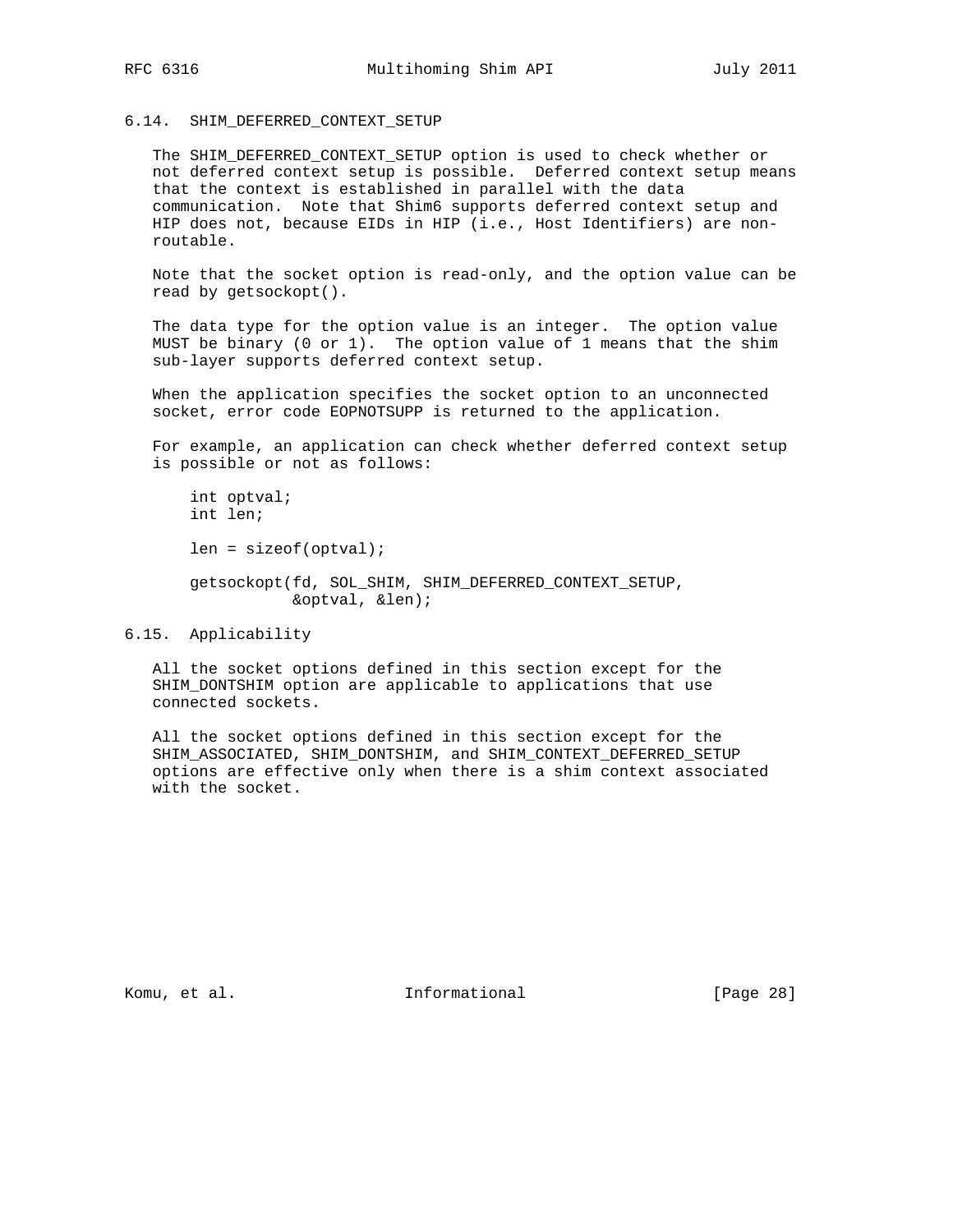### 6.14. SHIM_DEFERRED_CONTEXT_SETUP

The SHIM_DEFERRED_CONTEXT_SETUP option is used to check whether or not deferred context setup is possible. Deferred context setup means that the context is established in parallel with the data communication. Note that Shim6 supports deferred context setup and HIP does not, because EIDs in HIP (i.e., Host Identifiers) are non-routable.

Note that the socket option is read-only, and the option value can be read by getsockopt().

The data type for the option value is an integer. The option value MUST be binary (0 or 1). The option value of 1 means that the shim sub-layer supports deferred context setup.

When the application specifies the socket option to an unconnected socket, error code EOPNOTSUPP is returned to the application.

For example, an application can check whether deferred context setup is possible or not as follows:

```
int optval;
int len;

len = sizeof(optval);

getsockopt(fd, SOL_SHIM, SHIM_DEFERRED_CONTEXT_SETUP,
           &optval, &len);
```

### 6.15. Applicability

All the socket options defined in this section except for the SHIM_DONTSHIM option are applicable to applications that use connected sockets.

All the socket options defined in this section except for the SHIM_ASSOCIATED, SHIM_DONTSHIM, and SHIM_CONTEXT_DEFERRED_SETUP options are effective only when there is a shim context associated with the socket.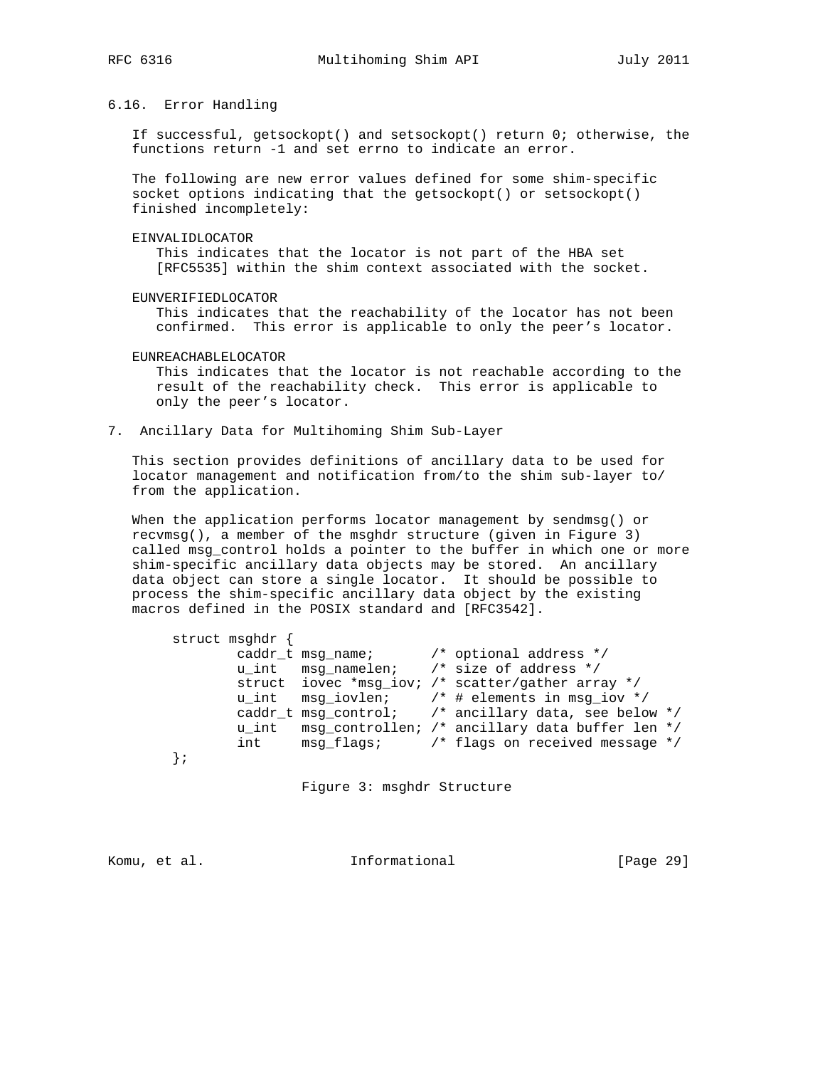### 6.16. Error Handling

If successful, getsockopt() and setsockopt() return 0; otherwise, the functions return -1 and set errno to indicate an error.

The following are new error values defined for some shim-specific socket options indicating that the getsockopt() or setsockopt() finished incompletely:

EINVALIDLOCATOR
: This indicates that the locator is not part of the HBA set [RFC5535] within the shim context associated with the socket.

EUNVERIFIEDLOCATOR
: This indicates that the reachability of the locator has not been confirmed. This error is applicable to only the peer's locator.

EUNREACHABLELOCATOR
: This indicates that the locator is not reachable according to the result of the reachability check. This error is applicable to only the peer's locator.

## 7. Ancillary Data for Multihoming Shim Sub-Layer

This section provides definitions of ancillary data to be used for locator management and notification from/to the shim sub-layer to/from the application.

When the application performs locator management by sendmsg() or recvmsg(), a member of the msghdr structure (given in Figure 3) called msg_control holds a pointer to the buffer in which one or more shim-specific ancillary data objects may be stored. An ancillary data object can store a single locator. It should be possible to process the shim-specific ancillary data object by the existing macros defined in the POSIX standard and [RFC3542].

```
struct msghdr {
        caddr_t msg_name;       /* optional address */
        u_int   msg_namelen;    /* size of address */
        struct  iovec *msg_iov; /* scatter/gather array */
        u_int   msg_iovlen;     /* # elements in msg_iov */
        caddr_t msg_control;    /* ancillary data, see below */
        u_int   msg_controllen; /* ancillary data buffer len */
        int     msg_flags;      /* flags on received message */
};
```

Figure 3: msghdr Structure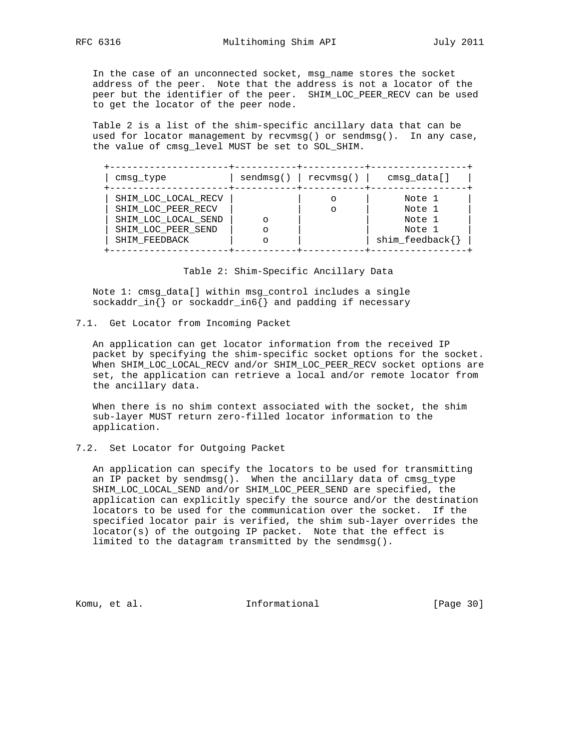In the case of an unconnected socket, msg_name stores the socket address of the peer. Note that the address is not a locator of the peer but the identifier of the peer. SHIM_LOC_PEER_RECV can be used to get the locator of the peer node.

Table 2 is a list of the shim-specific ancillary data that can be used for locator management by recvmsg() or sendmsg(). In any case, the value of cmsg_level MUST be set to SOL_SHIM.

| cmsg_type | sendmsg() | recvmsg() | cmsg_data[] |
|---|---|---|---|
| SHIM_LOC_LOCAL_RECV | | o | Note 1 |
| SHIM_LOC_PEER_RECV | | o | Note 1 |
| SHIM_LOC_LOCAL_SEND | o | | Note 1 |
| SHIM_LOC_PEER_SEND | o | | Note 1 |
| SHIM_FEEDBACK | o | | shim_feedback{} |

Table 2: Shim-Specific Ancillary Data

Note 1: cmsg_data[] within msg_control includes a single sockaddr_in{} or sockaddr_in6{} and padding if necessary

## 7.1. Get Locator from Incoming Packet

An application can get locator information from the received IP packet by specifying the shim-specific socket options for the socket. When SHIM_LOC_LOCAL_RECV and/or SHIM_LOC_PEER_RECV socket options are set, the application can retrieve a local and/or remote locator from the ancillary data.

When there is no shim context associated with the socket, the shim sub-layer MUST return zero-filled locator information to the application.

## 7.2. Set Locator for Outgoing Packet

An application can specify the locators to be used for transmitting an IP packet by sendmsg(). When the ancillary data of cmsg_type SHIM_LOC_LOCAL_SEND and/or SHIM_LOC_PEER_SEND are specified, the application can explicitly specify the source and/or the destination locators to be used for the communication over the socket. If the specified locator pair is verified, the shim sub-layer overrides the locator(s) of the outgoing IP packet. Note that the effect is limited to the datagram transmitted by the sendmsg().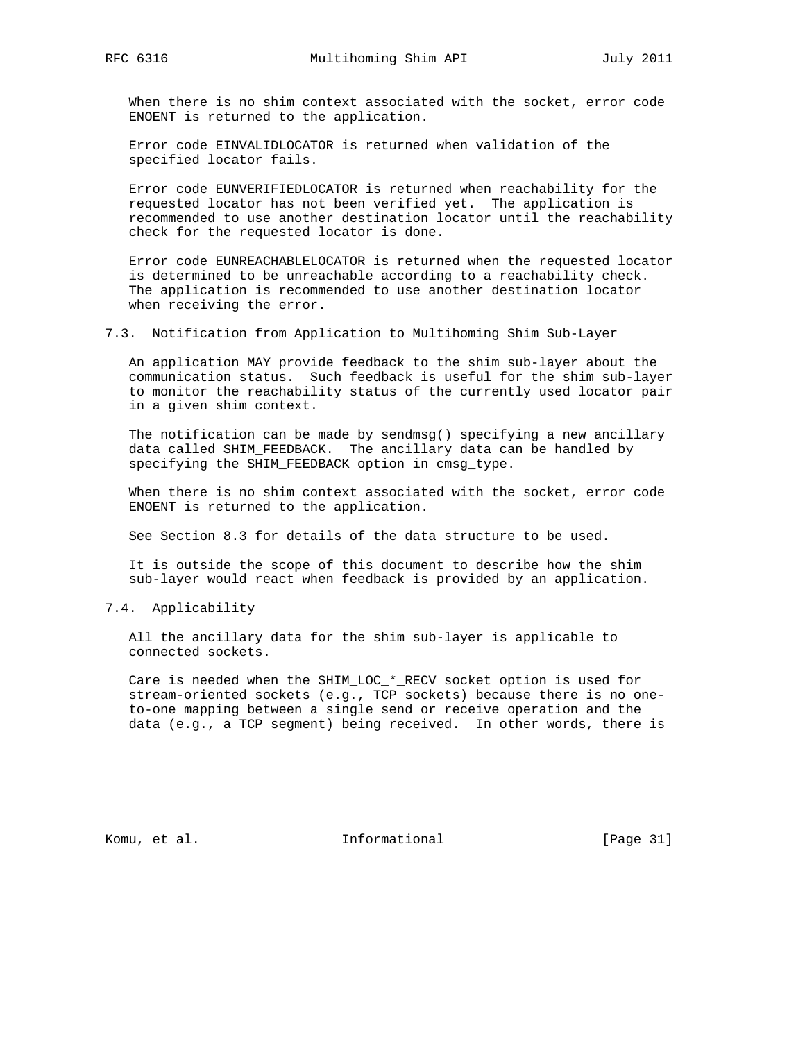When there is no shim context associated with the socket, error code ENOENT is returned to the application.

Error code EINVALIDLOCATOR is returned when validation of the specified locator fails.

Error code EUNVERIFIEDLOCATOR is returned when reachability for the requested locator has not been verified yet. The application is recommended to use another destination locator until the reachability check for the requested locator is done.

Error code EUNREACHABLELOCATOR is returned when the requested locator is determined to be unreachable according to a reachability check. The application is recommended to use another destination locator when receiving the error.

### 7.3. Notification from Application to Multihoming Shim Sub-Layer

An application MAY provide feedback to the shim sub-layer about the communication status. Such feedback is useful for the shim sub-layer to monitor the reachability status of the currently used locator pair in a given shim context.

The notification can be made by sendmsg() specifying a new ancillary data called SHIM_FEEDBACK. The ancillary data can be handled by specifying the SHIM_FEEDBACK option in cmsg_type.

When there is no shim context associated with the socket, error code ENOENT is returned to the application.

See Section 8.3 for details of the data structure to be used.

It is outside the scope of this document to describe how the shim sub-layer would react when feedback is provided by an application.

### 7.4. Applicability

All the ancillary data for the shim sub-layer is applicable to connected sockets.

Care is needed when the SHIM_LOC_*_RECV socket option is used for stream-oriented sockets (e.g., TCP sockets) because there is no one-to-one mapping between a single send or receive operation and the data (e.g., a TCP segment) being received. In other words, there is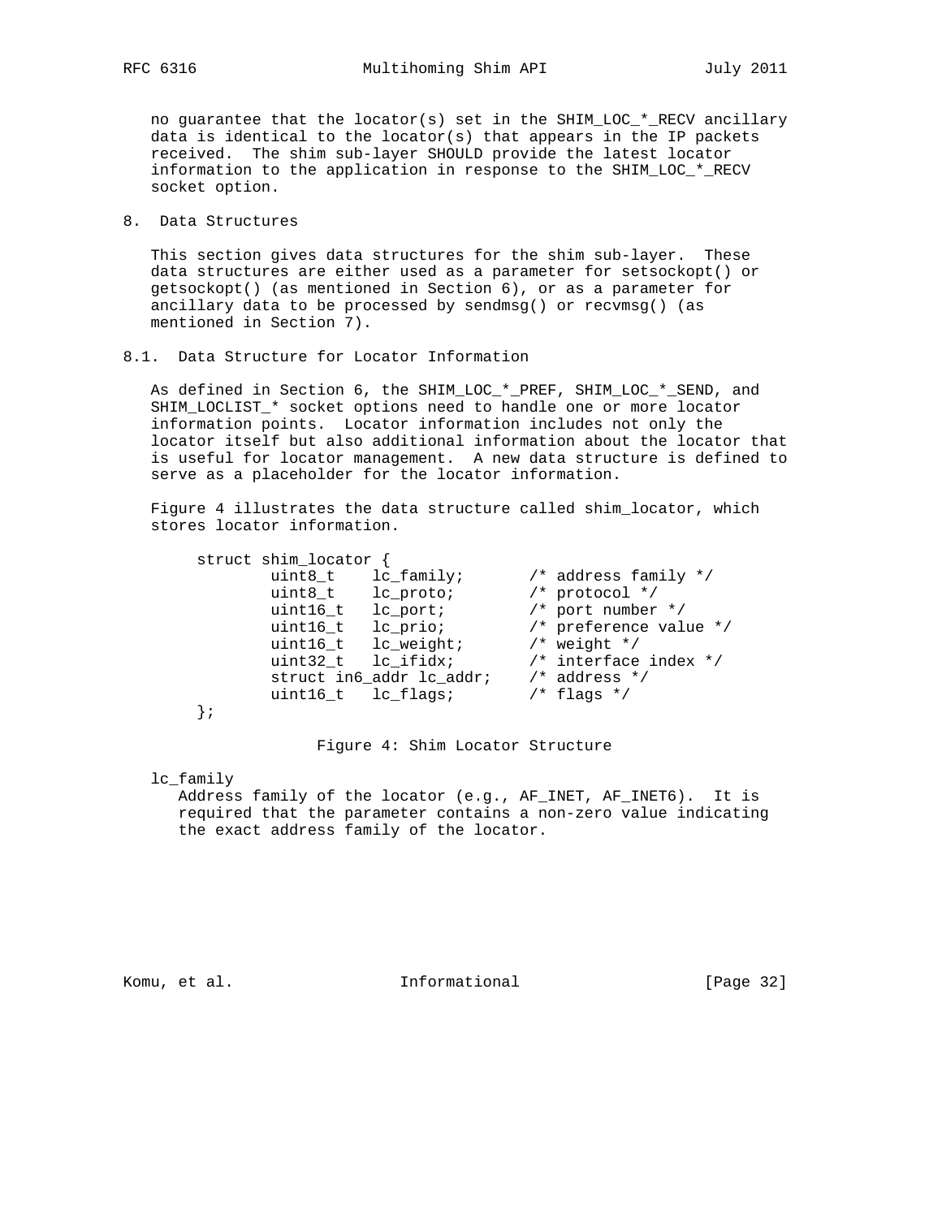no guarantee that the locator(s) set in the SHIM_LOC_*_RECV ancillary data is identical to the locator(s) that appears in the IP packets received. The shim sub-layer SHOULD provide the latest locator information to the application in response to the SHIM_LOC_*_RECV socket option.

## 8. Data Structures

This section gives data structures for the shim sub-layer. These data structures are either used as a parameter for setsockopt() or getsockopt() (as mentioned in Section 6), or as a parameter for ancillary data to be processed by sendmsg() or recvmsg() (as mentioned in Section 7).

### 8.1. Data Structure for Locator Information

As defined in Section 6, the SHIM_LOC_*_PREF, SHIM_LOC_*_SEND, and SHIM_LOCLIST_* socket options need to handle one or more locator information points. Locator information includes not only the locator itself but also additional information about the locator that is useful for locator management. A new data structure is defined to serve as a placeholder for the locator information.

Figure 4 illustrates the data structure called shim_locator, which stores locator information.

```
struct shim_locator {
        uint8_t    lc_family;       /* address family */
        uint8_t    lc_proto;        /* protocol */
        uint16_t   lc_port;         /* port number */
        uint16_t   lc_prio;         /* preference value */
        uint16_t   lc_weight;       /* weight */
        uint32_t   lc_ifidx;        /* interface index */
        struct in6_addr lc_addr;    /* address */
        uint16_t   lc_flags;        /* flags */
};
```

Figure 4: Shim Locator Structure

lc_family
  Address family of the locator (e.g., AF_INET, AF_INET6). It is required that the parameter contains a non-zero value indicating the exact address family of the locator.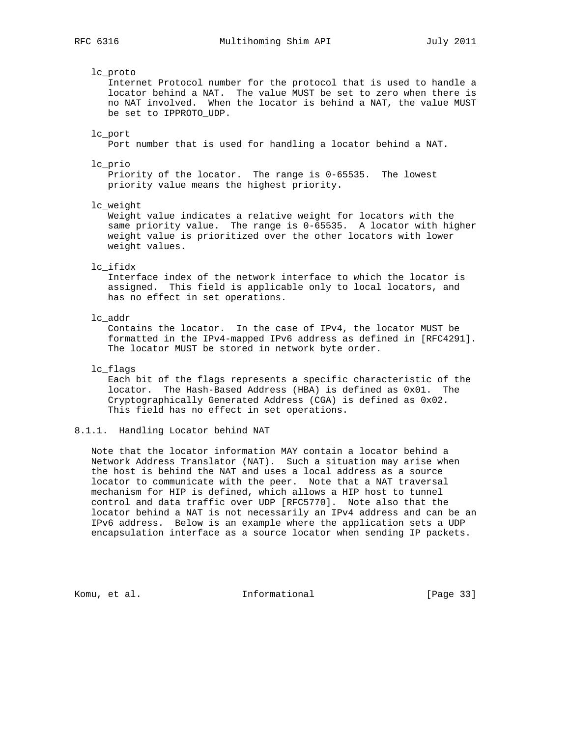lc_proto
Internet Protocol number for the protocol that is used to handle a locator behind a NAT. The value MUST be set to zero when there is no NAT involved. When the locator is behind a NAT, the value MUST be set to IPPROTO_UDP.

lc_port
Port number that is used for handling a locator behind a NAT.

lc_prio
Priority of the locator. The range is 0-65535. The lowest priority value means the highest priority.

lc_weight
Weight value indicates a relative weight for locators with the same priority value. The range is 0-65535. A locator with higher weight value is prioritized over the other locators with lower weight values.

lc_ifidx
Interface index of the network interface to which the locator is assigned. This field is applicable only to local locators, and has no effect in set operations.

lc_addr
Contains the locator. In the case of IPv4, the locator MUST be formatted in the IPv4-mapped IPv6 address as defined in [RFC4291]. The locator MUST be stored in network byte order.

lc_flags
Each bit of the flags represents a specific characteristic of the locator. The Hash-Based Address (HBA) is defined as 0x01. The Cryptographically Generated Address (CGA) is defined as 0x02. This field has no effect in set operations.

### 8.1.1. Handling Locator behind NAT

Note that the locator information MAY contain a locator behind a Network Address Translator (NAT). Such a situation may arise when the host is behind the NAT and uses a local address as a source locator to communicate with the peer. Note that a NAT traversal mechanism for HIP is defined, which allows a HIP host to tunnel control and data traffic over UDP [RFC5770]. Note also that the locator behind a NAT is not necessarily an IPv4 address and can be an IPv6 address. Below is an example where the application sets a UDP encapsulation interface as a source locator when sending IP packets.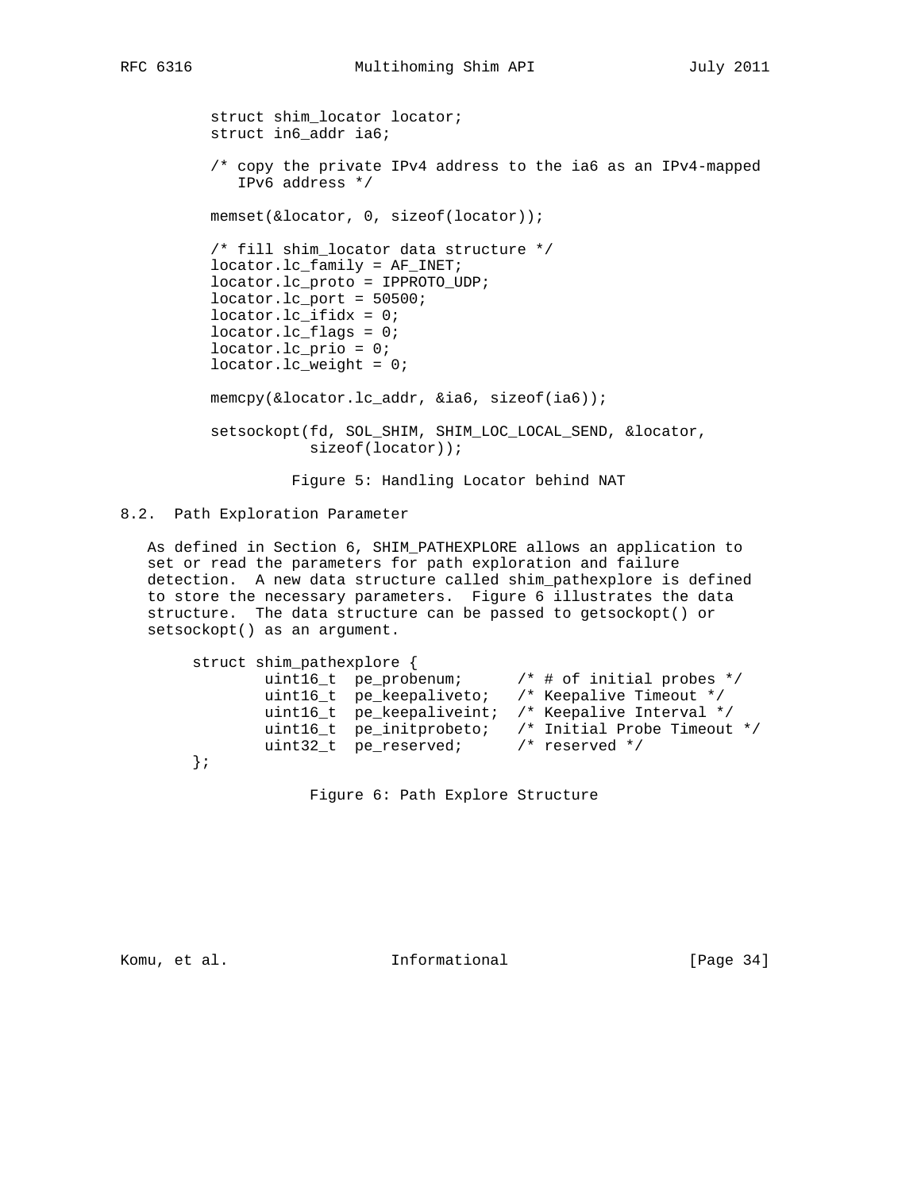```
struct shim_locator locator;
struct in6_addr ia6;

/* copy the private IPv4 address to the ia6 as an IPv4-mapped
   IPv6 address */

memset(&locator, 0, sizeof(locator));

/* fill shim_locator data structure */
locator.lc_family = AF_INET;
locator.lc_proto = IPPROTO_UDP;
locator.lc_port = 50500;
locator.lc_ifidx = 0;
locator.lc_flags = 0;
locator.lc_prio = 0;
locator.lc_weight = 0;

memcpy(&locator.lc_addr, &ia6, sizeof(ia6));

setsockopt(fd, SOL_SHIM, SHIM_LOC_LOCAL_SEND, &locator,
           sizeof(locator));
```

Figure 5: Handling Locator behind NAT

## 8.2. Path Exploration Parameter

As defined in Section 6, SHIM_PATHEXPLORE allows an application to set or read the parameters for path exploration and failure detection. A new data structure called shim_pathexplore is defined to store the necessary parameters. Figure 6 illustrates the data structure. The data structure can be passed to getsockopt() or setsockopt() as an argument.

```
struct shim_pathexplore {
        uint16_t  pe_probenum;      /* # of initial probes */
        uint16_t  pe_keepaliveto;   /* Keepalive Timeout */
        uint16_t  pe_keepaliveint;  /* Keepalive Interval */
        uint16_t  pe_initprobeto;   /* Initial Probe Timeout */
        uint32_t  pe_reserved;      /* reserved */
};
```

Figure 6: Path Explore Structure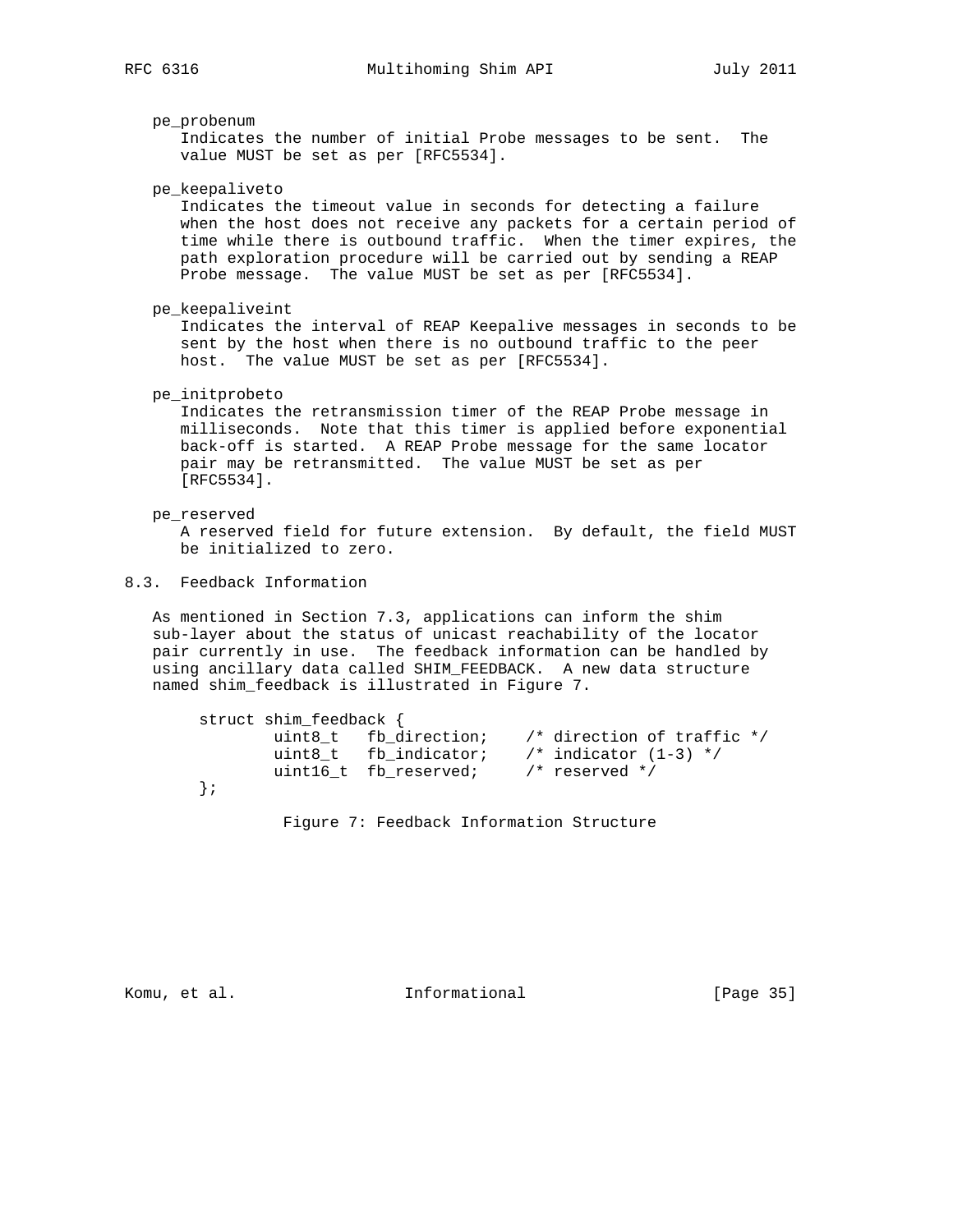pe_probenum
: Indicates the number of initial Probe messages to be sent. The value MUST be set as per [RFC5534].

pe_keepaliveto
: Indicates the timeout value in seconds for detecting a failure when the host does not receive any packets for a certain period of time while there is outbound traffic. When the timer expires, the path exploration procedure will be carried out by sending a REAP Probe message. The value MUST be set as per [RFC5534].

pe_keepaliveint
: Indicates the interval of REAP Keepalive messages in seconds to be sent by the host when there is no outbound traffic to the peer host. The value MUST be set as per [RFC5534].

pe_initprobeto
: Indicates the retransmission timer of the REAP Probe message in milliseconds. Note that this timer is applied before exponential back-off is started. A REAP Probe message for the same locator pair may be retransmitted. The value MUST be set as per [RFC5534].

pe_reserved
: A reserved field for future extension. By default, the field MUST be initialized to zero.

## 8.3. Feedback Information

As mentioned in Section 7.3, applications can inform the shim sub-layer about the status of unicast reachability of the locator pair currently in use. The feedback information can be handled by using ancillary data called SHIM_FEEDBACK. A new data structure named shim_feedback is illustrated in Figure 7.

```
struct shim_feedback {
        uint8_t   fb_direction;    /* direction of traffic */
        uint8_t   fb_indicator;    /* indicator (1-3) */
        uint16_t  fb_reserved;     /* reserved */
};
```

Figure 7: Feedback Information Structure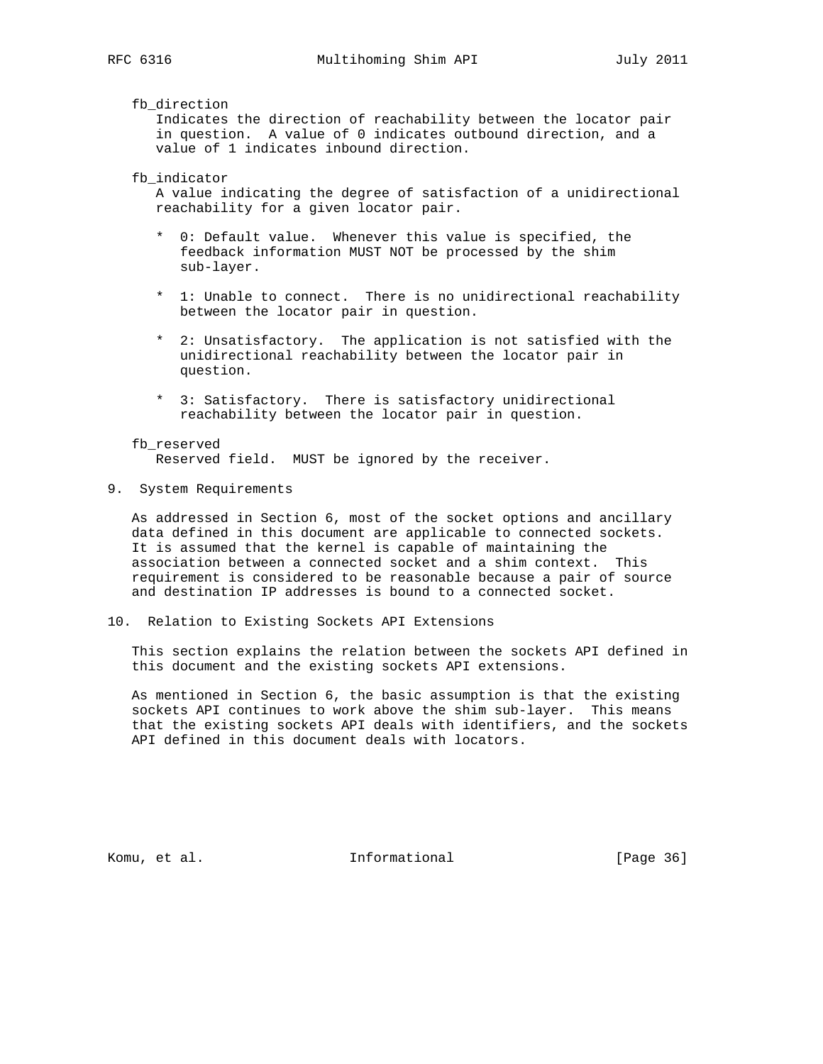fb_direction
: Indicates the direction of reachability between the locator pair in question. A value of 0 indicates outbound direction, and a value of 1 indicates inbound direction.

fb_indicator
: A value indicating the degree of satisfaction of a unidirectional reachability for a given locator pair.

  * 0: Default value. Whenever this value is specified, the feedback information MUST NOT be processed by the shim sub-layer.
  * 1: Unable to connect. There is no unidirectional reachability between the locator pair in question.
  * 2: Unsatisfactory. The application is not satisfied with the unidirectional reachability between the locator pair in question.
  * 3: Satisfactory. There is satisfactory unidirectional reachability between the locator pair in question.

fb_reserved
: Reserved field. MUST be ignored by the receiver.

## 9. System Requirements

As addressed in Section 6, most of the socket options and ancillary data defined in this document are applicable to connected sockets. It is assumed that the kernel is capable of maintaining the association between a connected socket and a shim context. This requirement is considered to be reasonable because a pair of source and destination IP addresses is bound to a connected socket.

## 10. Relation to Existing Sockets API Extensions

This section explains the relation between the sockets API defined in this document and the existing sockets API extensions.

As mentioned in Section 6, the basic assumption is that the existing sockets API continues to work above the shim sub-layer. This means that the existing sockets API deals with identifiers, and the sockets API defined in this document deals with locators.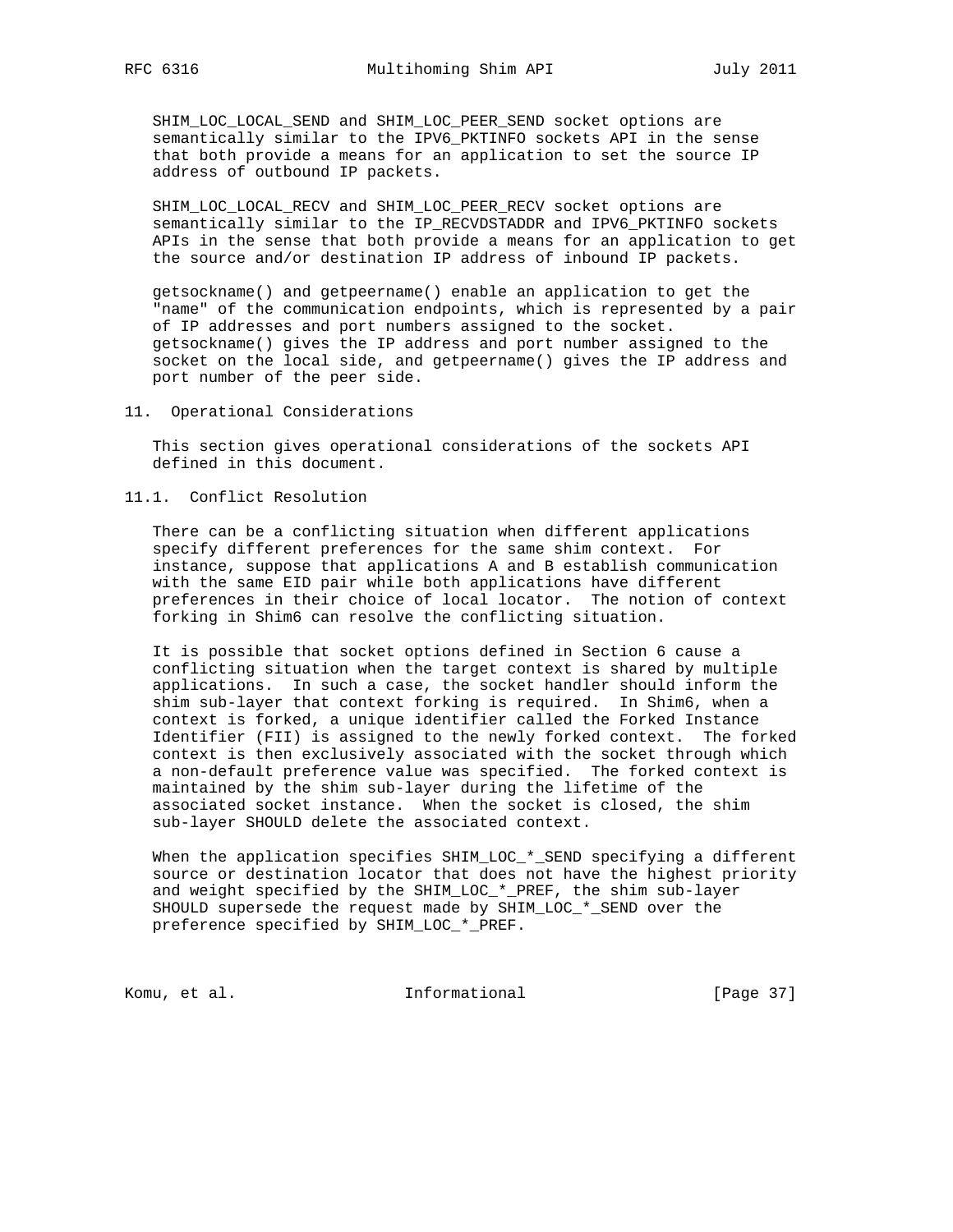SHIM_LOC_LOCAL_SEND and SHIM_LOC_PEER_SEND socket options are semantically similar to the IPV6_PKTINFO sockets API in the sense that both provide a means for an application to set the source IP address of outbound IP packets.

SHIM_LOC_LOCAL_RECV and SHIM_LOC_PEER_RECV socket options are semantically similar to the IP_RECVDSTADDR and IPV6_PKTINFO sockets APIs in the sense that both provide a means for an application to get the source and/or destination IP address of inbound IP packets.

getsockname() and getpeername() enable an application to get the "name" of the communication endpoints, which is represented by a pair of IP addresses and port numbers assigned to the socket. getsockname() gives the IP address and port number assigned to the socket on the local side, and getpeername() gives the IP address and port number of the peer side.

## 11. Operational Considerations

This section gives operational considerations of the sockets API defined in this document.

### 11.1. Conflict Resolution

There can be a conflicting situation when different applications specify different preferences for the same shim context. For instance, suppose that applications A and B establish communication with the same EID pair while both applications have different preferences in their choice of local locator. The notion of context forking in Shim6 can resolve the conflicting situation.

It is possible that socket options defined in Section 6 cause a conflicting situation when the target context is shared by multiple applications. In such a case, the socket handler should inform the shim sub-layer that context forking is required. In Shim6, when a context is forked, a unique identifier called the Forked Instance Identifier (FII) is assigned to the newly forked context. The forked context is then exclusively associated with the socket through which a non-default preference value was specified. The forked context is maintained by the shim sub-layer during the lifetime of the associated socket instance. When the socket is closed, the shim sub-layer SHOULD delete the associated context.

When the application specifies SHIM_LOC_*_SEND specifying a different source or destination locator that does not have the highest priority and weight specified by the SHIM_LOC_*_PREF, the shim sub-layer SHOULD supersede the request made by SHIM_LOC_*_SEND over the preference specified by SHIM_LOC_*_PREF.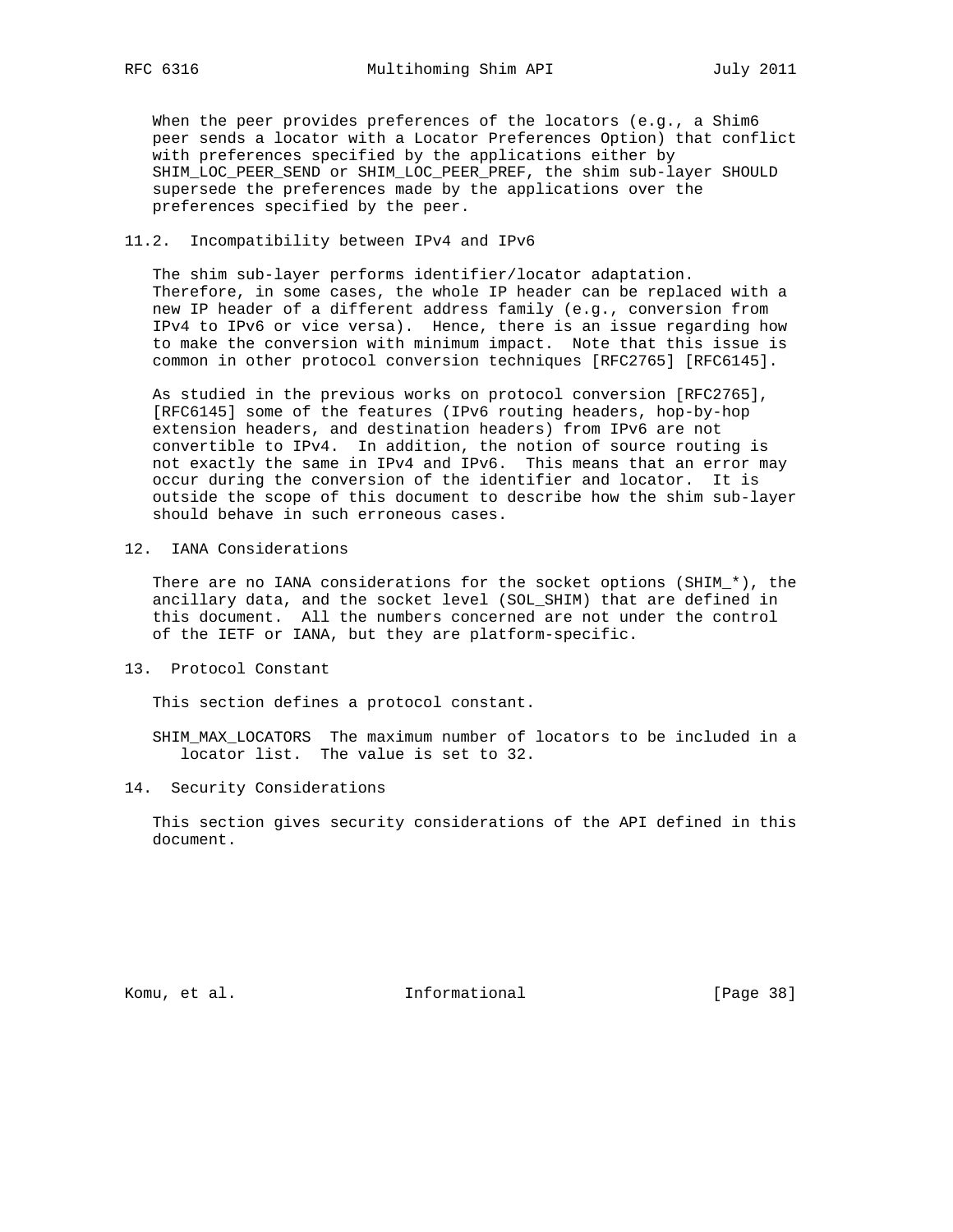When the peer provides preferences of the locators (e.g., a Shim6 peer sends a locator with a Locator Preferences Option) that conflict with preferences specified by the applications either by SHIM_LOC_PEER_SEND or SHIM_LOC_PEER_PREF, the shim sub-layer SHOULD supersede the preferences made by the applications over the preferences specified by the peer.

### 11.2. Incompatibility between IPv4 and IPv6

The shim sub-layer performs identifier/locator adaptation. Therefore, in some cases, the whole IP header can be replaced with a new IP header of a different address family (e.g., conversion from IPv4 to IPv6 or vice versa). Hence, there is an issue regarding how to make the conversion with minimum impact. Note that this issue is common in other protocol conversion techniques [RFC2765] [RFC6145].

As studied in the previous works on protocol conversion [RFC2765], [RFC6145] some of the features (IPv6 routing headers, hop-by-hop extension headers, and destination headers) from IPv6 are not convertible to IPv4. In addition, the notion of source routing is not exactly the same in IPv4 and IPv6. This means that an error may occur during the conversion of the identifier and locator. It is outside the scope of this document to describe how the shim sub-layer should behave in such erroneous cases.

## 12. IANA Considerations

There are no IANA considerations for the socket options (SHIM_*), the ancillary data, and the socket level (SOL_SHIM) that are defined in this document. All the numbers concerned are not under the control of the IETF or IANA, but they are platform-specific.

## 13. Protocol Constant

This section defines a protocol constant.

SHIM_MAX_LOCATORS The maximum number of locators to be included in a locator list. The value is set to 32.

## 14. Security Considerations

This section gives security considerations of the API defined in this document.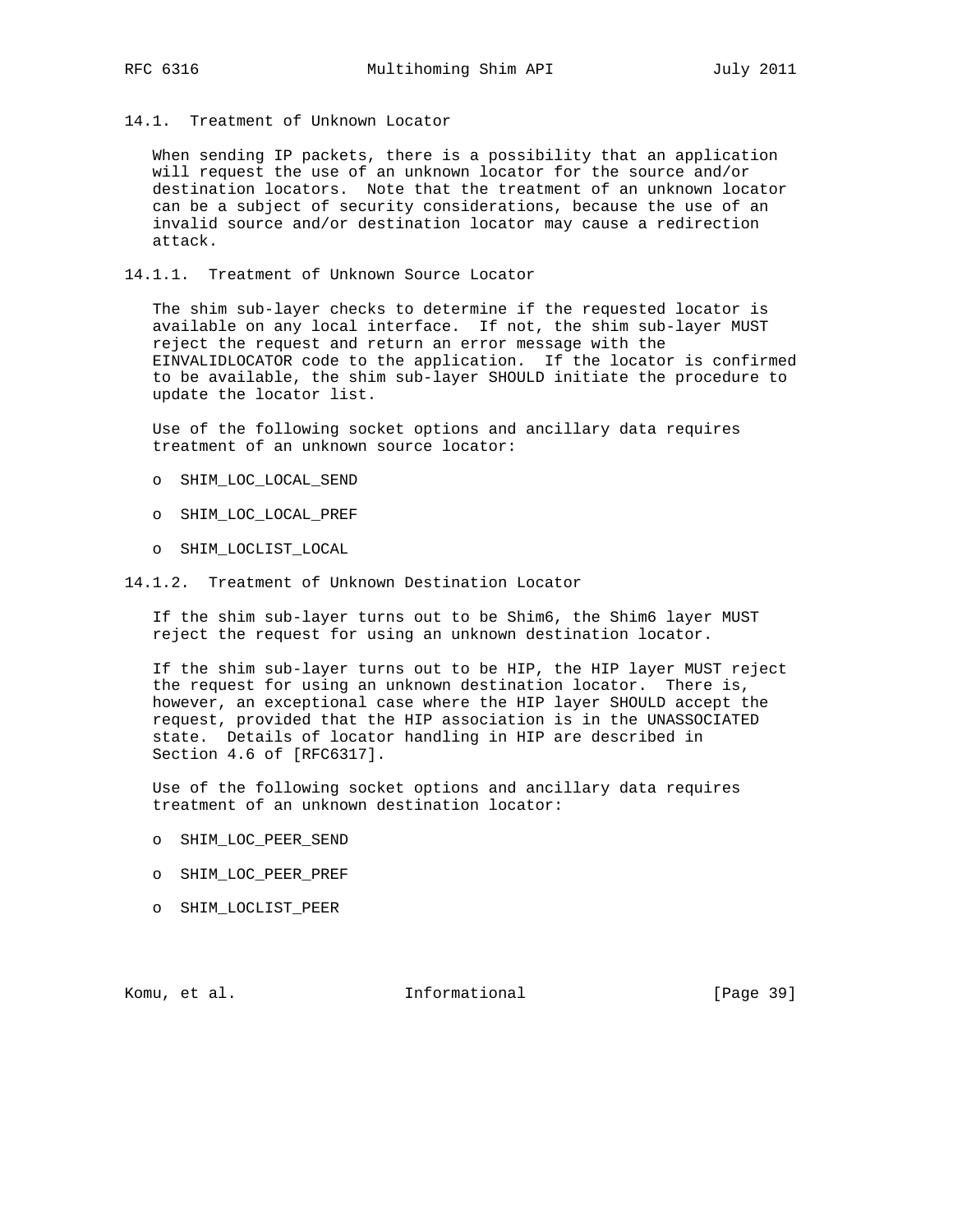### 14.1. Treatment of Unknown Locator

When sending IP packets, there is a possibility that an application will request the use of an unknown locator for the source and/or destination locators. Note that the treatment of an unknown locator can be a subject of security considerations, because the use of an invalid source and/or destination locator may cause a redirection attack.

#### 14.1.1. Treatment of Unknown Source Locator

The shim sub-layer checks to determine if the requested locator is available on any local interface. If not, the shim sub-layer MUST reject the request and return an error message with the EINVALIDLOCATOR code to the application. If the locator is confirmed to be available, the shim sub-layer SHOULD initiate the procedure to update the locator list.

Use of the following socket options and ancillary data requires treatment of an unknown source locator:

- SHIM_LOC_LOCAL_SEND
- SHIM_LOC_LOCAL_PREF
- SHIM_LOCLIST_LOCAL

#### 14.1.2. Treatment of Unknown Destination Locator

If the shim sub-layer turns out to be Shim6, the Shim6 layer MUST reject the request for using an unknown destination locator.

If the shim sub-layer turns out to be HIP, the HIP layer MUST reject the request for using an unknown destination locator. There is, however, an exceptional case where the HIP layer SHOULD accept the request, provided that the HIP association is in the UNASSOCIATED state. Details of locator handling in HIP are described in Section 4.6 of [RFC6317].

Use of the following socket options and ancillary data requires treatment of an unknown destination locator:

- SHIM_LOC_PEER_SEND
- SHIM_LOC_PEER_PREF
- SHIM_LOCLIST_PEER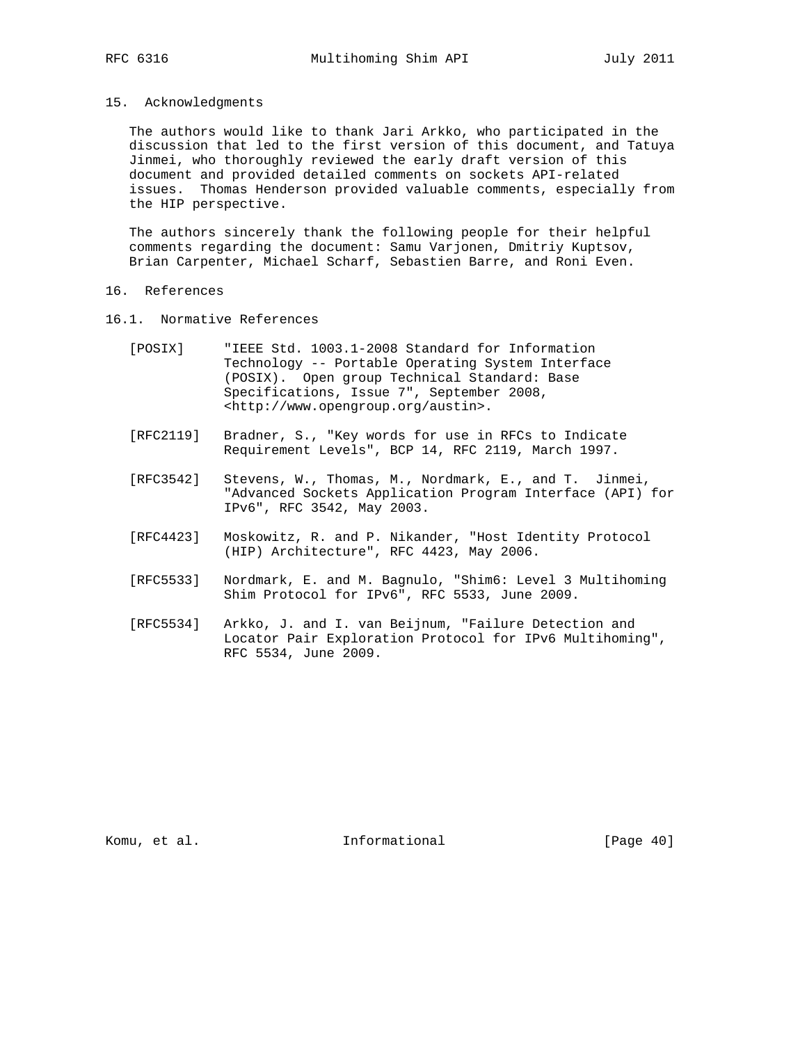## 15. Acknowledgments

The authors would like to thank Jari Arkko, who participated in the discussion that led to the first version of this document, and Tatuya Jinmei, who thoroughly reviewed the early draft version of this document and provided detailed comments on sockets API-related issues. Thomas Henderson provided valuable comments, especially from the HIP perspective.

The authors sincerely thank the following people for their helpful comments regarding the document: Samu Varjonen, Dmitriy Kuptsov, Brian Carpenter, Michael Scharf, Sebastien Barre, and Roni Even.

## 16. References

### 16.1. Normative References

[POSIX] "IEEE Std. 1003.1-2008 Standard for Information Technology -- Portable Operating System Interface (POSIX). Open group Technical Standard: Base Specifications, Issue 7", September 2008, <http://www.opengroup.org/austin>.

[RFC2119] Bradner, S., "Key words for use in RFCs to Indicate Requirement Levels", BCP 14, RFC 2119, March 1997.

[RFC3542] Stevens, W., Thomas, M., Nordmark, E., and T. Jinmei, "Advanced Sockets Application Program Interface (API) for IPv6", RFC 3542, May 2003.

[RFC4423] Moskowitz, R. and P. Nikander, "Host Identity Protocol (HIP) Architecture", RFC 4423, May 2006.

[RFC5533] Nordmark, E. and M. Bagnulo, "Shim6: Level 3 Multihoming Shim Protocol for IPv6", RFC 5533, June 2009.

[RFC5534] Arkko, J. and I. van Beijnum, "Failure Detection and Locator Pair Exploration Protocol for IPv6 Multihoming", RFC 5534, June 2009.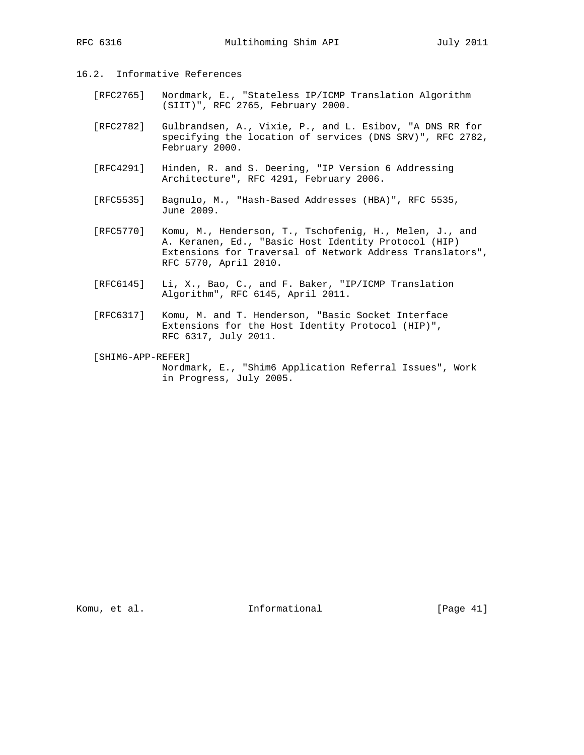## 16.2. Informative References

[RFC2765] Nordmark, E., "Stateless IP/ICMP Translation Algorithm (SIIT)", RFC 2765, February 2000.

[RFC2782] Gulbrandsen, A., Vixie, P., and L. Esibov, "A DNS RR for specifying the location of services (DNS SRV)", RFC 2782, February 2000.

[RFC4291] Hinden, R. and S. Deering, "IP Version 6 Addressing Architecture", RFC 4291, February 2006.

[RFC5535] Bagnulo, M., "Hash-Based Addresses (HBA)", RFC 5535, June 2009.

[RFC5770] Komu, M., Henderson, T., Tschofenig, H., Melen, J., and A. Keranen, Ed., "Basic Host Identity Protocol (HIP) Extensions for Traversal of Network Address Translators", RFC 5770, April 2010.

[RFC6145] Li, X., Bao, C., and F. Baker, "IP/ICMP Translation Algorithm", RFC 6145, April 2011.

[RFC6317] Komu, M. and T. Henderson, "Basic Socket Interface Extensions for the Host Identity Protocol (HIP)", RFC 6317, July 2011.

[SHIM6-APP-REFER] Nordmark, E., "Shim6 Application Referral Issues", Work in Progress, July 2005.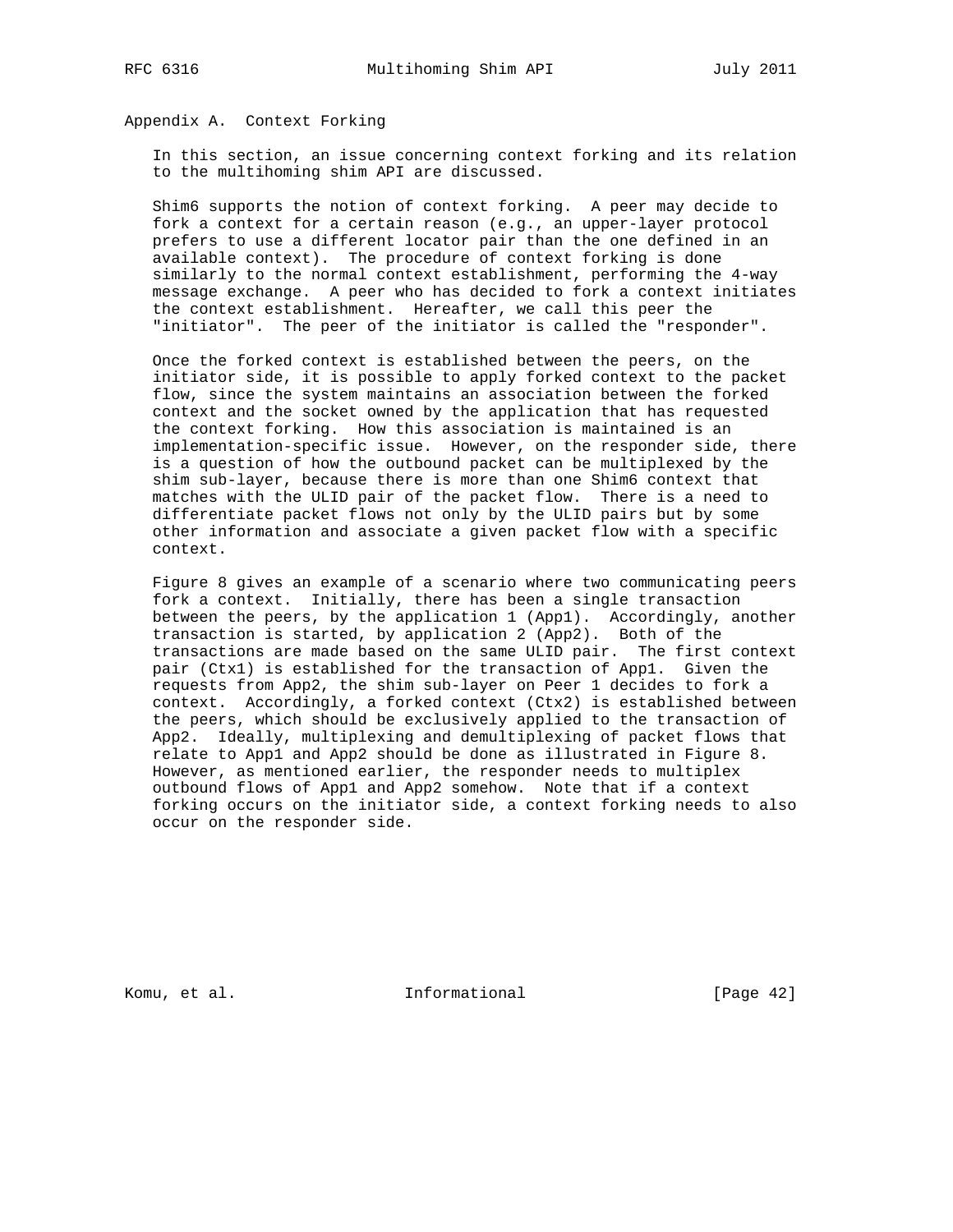# Appendix A. Context Forking

In this section, an issue concerning context forking and its relation to the multihoming shim API are discussed.

Shim6 supports the notion of context forking. A peer may decide to fork a context for a certain reason (e.g., an upper-layer protocol prefers to use a different locator pair than the one defined in an available context). The procedure of context forking is done similarly to the normal context establishment, performing the 4-way message exchange. A peer who has decided to fork a context initiates the context establishment. Hereafter, we call this peer the "initiator". The peer of the initiator is called the "responder".

Once the forked context is established between the peers, on the initiator side, it is possible to apply forked context to the packet flow, since the system maintains an association between the forked context and the socket owned by the application that has requested the context forking. How this association is maintained is an implementation-specific issue. However, on the responder side, there is a question of how the outbound packet can be multiplexed by the shim sub-layer, because there is more than one Shim6 context that matches with the ULID pair of the packet flow. There is a need to differentiate packet flows not only by the ULID pairs but by some other information and associate a given packet flow with a specific context.

Figure 8 gives an example of a scenario where two communicating peers fork a context. Initially, there has been a single transaction between the peers, by the application 1 (App1). Accordingly, another transaction is started, by application 2 (App2). Both of the transactions are made based on the same ULID pair. The first context pair (Ctx1) is established for the transaction of App1. Given the requests from App2, the shim sub-layer on Peer 1 decides to fork a context. Accordingly, a forked context (Ctx2) is established between the peers, which should be exclusively applied to the transaction of App2. Ideally, multiplexing and demultiplexing of packet flows that relate to App1 and App2 should be done as illustrated in Figure 8. However, as mentioned earlier, the responder needs to multiplex outbound flows of App1 and App2 somehow. Note that if a context forking occurs on the initiator side, a context forking needs to also occur on the responder side.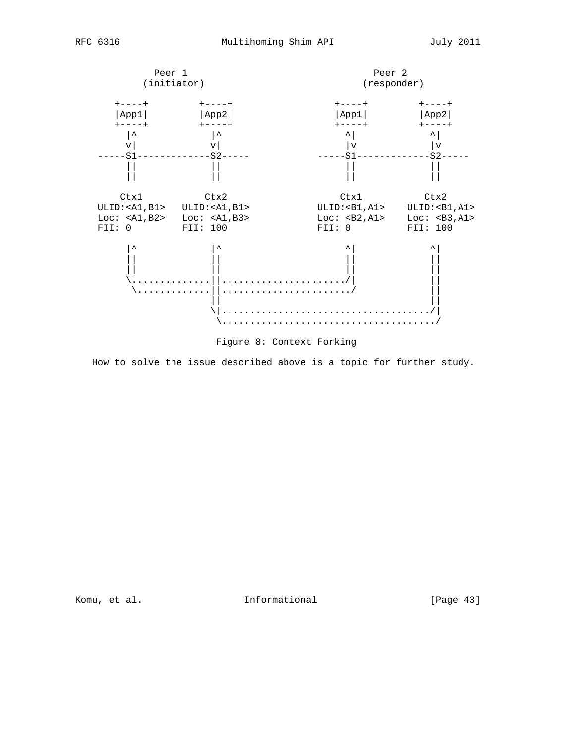```
          Peer 1                                 Peer 2
        (initiator)                            (responder)

      +----+         +----+                +----+         +----+
      |App1|         |App2|                |App1|         |App2|
      +----+         +----+                +----+         +----+
        |^             |^                    ^|             ^|
        v|             v|                    |v             |v
   -----S1-------------S2-----          -----S1-------------S2-----
        ||             ||                    ||             ||
        ||             ||                    ||             ||

       Ctx1           Ctx2                  Ctx1           Ctx2
    ULID:<A1,B1>   ULID:<A1,B1>          ULID:<B1,A1>    ULID:<B1,A1>
    Loc: <A1,B2>   Loc: <A1,B3>          Loc: <B2,A1>    Loc: <B3,A1>
    FII: 0         FII: 100              FII: 0          FII: 100

        |^             |^                    ^|             ^|
        ||             ||                    ||             ||
        ||             ||                    ||             ||
        \..............||....................../|             ||
         \.............||......................./             ||
                       ||                                   ||
                       \|...................................../|
                        \....................................../
```

Figure 8: Context Forking

How to solve the issue described above is a topic for further study.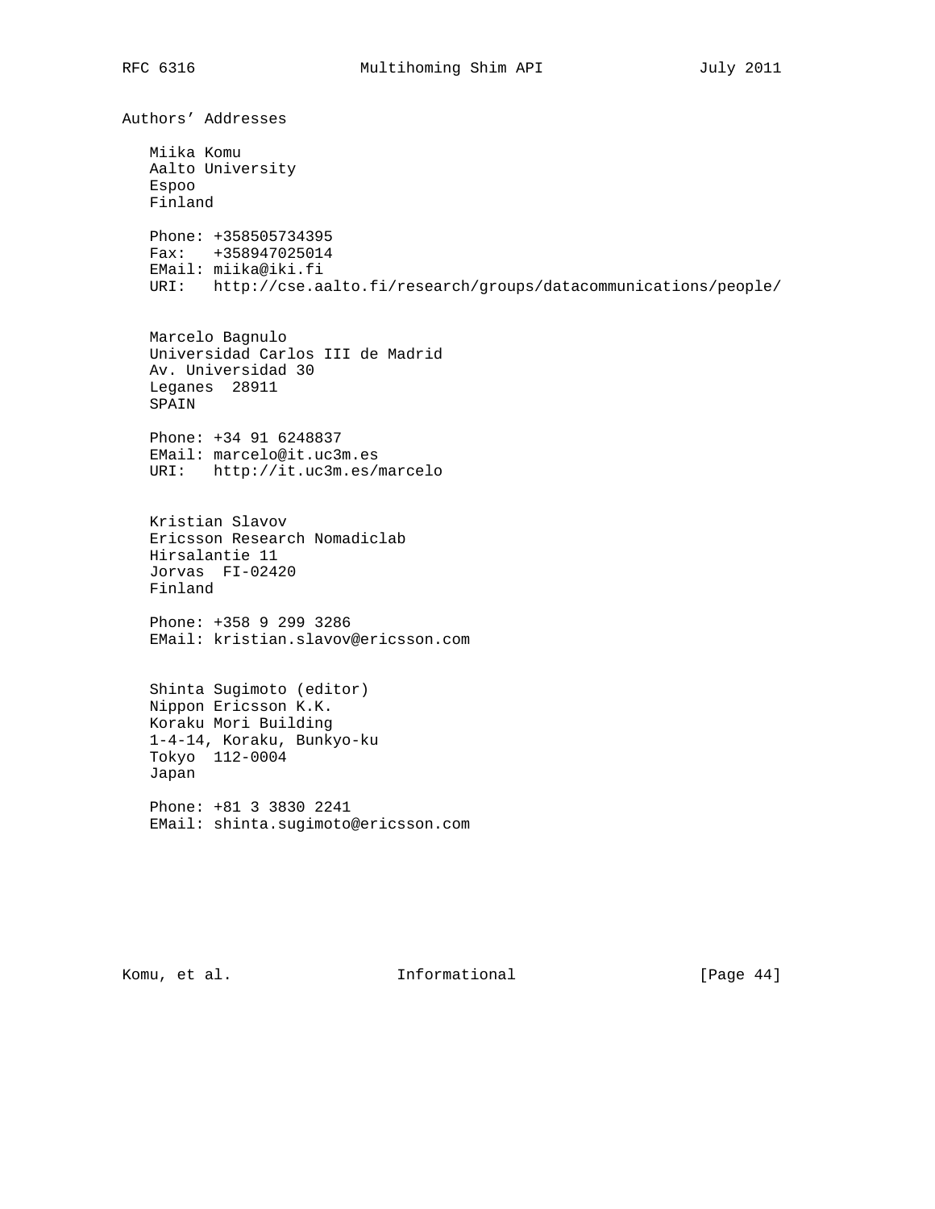## Authors' Addresses

Miika Komu
Aalto University
Espoo
Finland

Phone: +358505734395
Fax: +358947025014
EMail: miika@iki.fi
URI: http://cse.aalto.fi/research/groups/datacommunications/people/

Marcelo Bagnulo
Universidad Carlos III de Madrid
Av. Universidad 30
Leganes 28911
SPAIN

Phone: +34 91 6248837
EMail: marcelo@it.uc3m.es
URI: http://it.uc3m.es/marcelo

Kristian Slavov
Ericsson Research Nomadiclab
Hirsalantie 11
Jorvas FI-02420
Finland

Phone: +358 9 299 3286
EMail: kristian.slavov@ericsson.com

Shinta Sugimoto (editor)
Nippon Ericsson K.K.
Koraku Mori Building
1-4-14, Koraku, Bunkyo-ku
Tokyo 112-0004
Japan

Phone: +81 3 3830 2241
EMail: shinta.sugimoto@ericsson.com